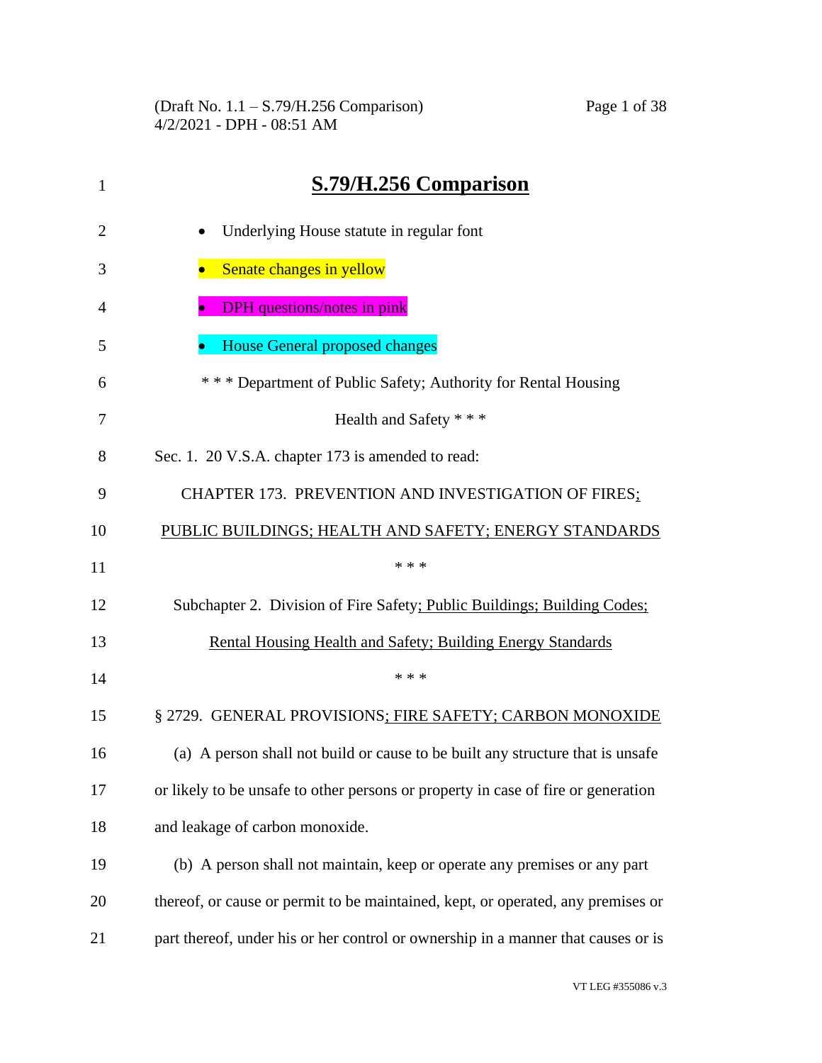# S.79/H.256 Comparison

- Underlying House statute in regular font
- Senate changes in yellow
- DPH questions/notes in pink
- House General proposed changes

\* \* \* Department of Public Safety; Authority for Rental Housing Health and Safety \* \* \*

Sec. 1. 20 V.S.A. chapter 173 is amended to read:

CHAPTER 173. PREVENTION AND INVESTIGATION OF FIRES; PUBLIC BUILDINGS; HEALTH AND SAFETY; ENERGY STANDARDS

\* \* \*

Subchapter 2. Division of Fire Safety; Public Buildings; Building Codes; Rental Housing Health and Safety; Building Energy Standards

\* \* \*

§ 2729. GENERAL PROVISIONS; FIRE SAFETY; CARBON MONOXIDE

(a) A person shall not build or cause to be built any structure that is unsafe or likely to be unsafe to other persons or property in case of fire or generation and leakage of carbon monoxide.

(b) A person shall not maintain, keep or operate any premises or any part thereof, or cause or permit to be maintained, kept, or operated, any premises or part thereof, under his or her control or ownership in a manner that causes or is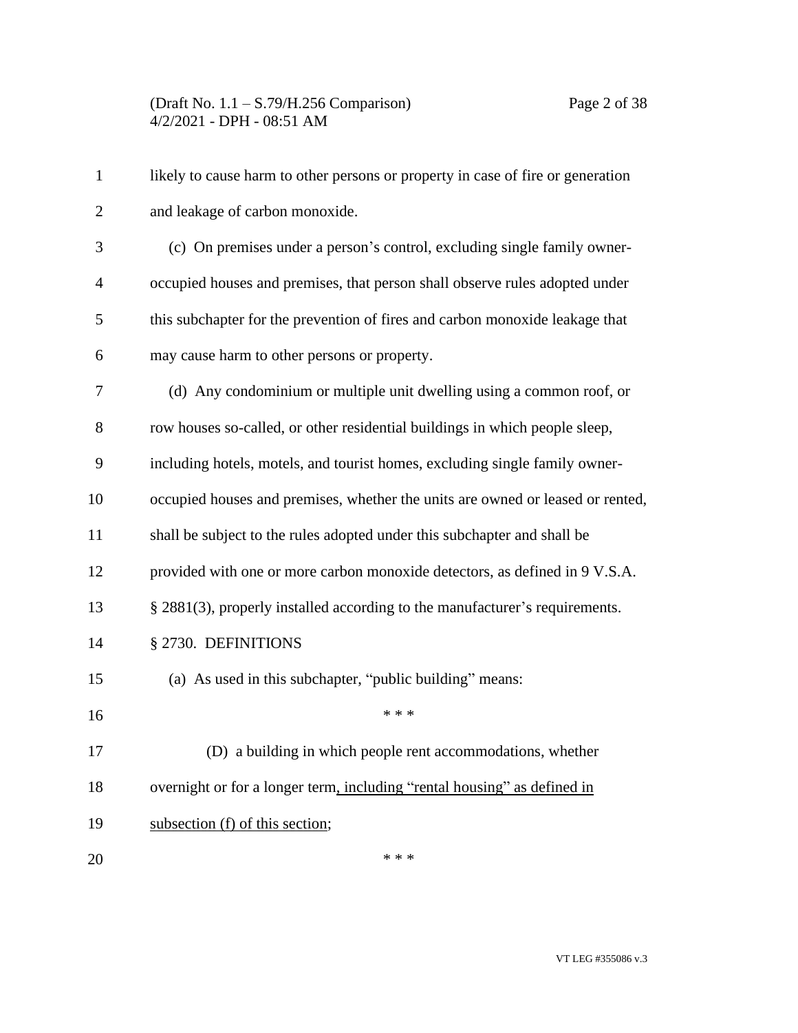likely to cause harm to other persons or property in case of fire or generation and leakage of carbon monoxide.

(c) On premises under a person's control, excluding single family owner-occupied houses and premises, that person shall observe rules adopted under this subchapter for the prevention of fires and carbon monoxide leakage that may cause harm to other persons or property.

(d) Any condominium or multiple unit dwelling using a common roof, or row houses so-called, or other residential buildings in which people sleep, including hotels, motels, and tourist homes, excluding single family owner-occupied houses and premises, whether the units are owned or leased or rented, shall be subject to the rules adopted under this subchapter and shall be provided with one or more carbon monoxide detectors, as defined in 9 V.S.A. § 2881(3), properly installed according to the manufacturer's requirements.

§ 2730. DEFINITIONS

(a) As used in this subchapter, "public building" means:

* * *

(D) a building in which people rent accommodations, whether overnight or for a longer term<u>, including "rental housing" as defined in subsection (f) of this section</u>;

* * *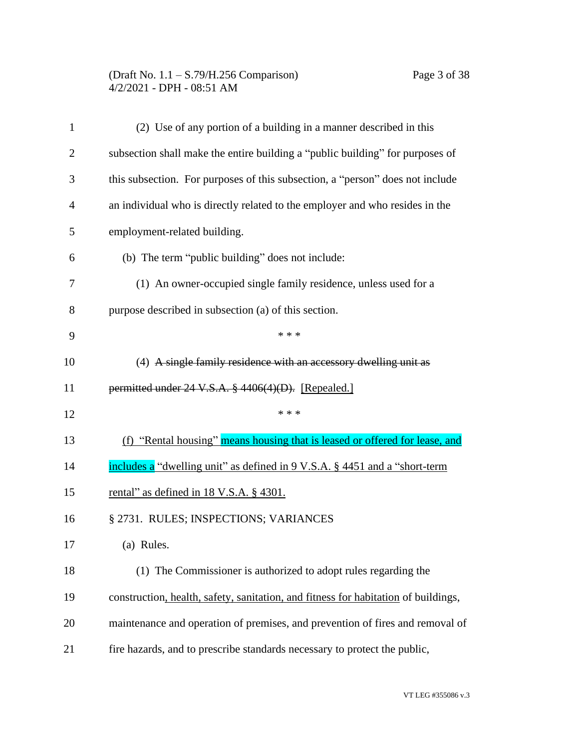(2) Use of any portion of a building in a manner described in this subsection shall make the entire building a "public building" for purposes of this subsection. For purposes of this subsection, a "person" does not include an individual who is directly related to the employer and who resides in the employment-related building.

(b) The term "public building" does not include:

(1) An owner-occupied single family residence, unless used for a purpose described in subsection (a) of this section.

\* \* \*

(4) ~~A single family residence with an accessory dwelling unit as permitted under 24 V.S.A. § 4406(4)(D).~~ <u>[Repealed.]</u>

\* \* \*

<u>(f) "Rental housing" means housing that is leased or offered for lease, and includes a "dwelling unit" as defined in 9 V.S.A. § 4451 and a "short-term rental" as defined in 18 V.S.A. § 4301.</u>

§ 2731. RULES; INSPECTIONS; VARIANCES

(a) Rules.

(1) The Commissioner is authorized to adopt rules regarding the construction<u>, health, safety, sanitation, and fitness for habitation</u> of buildings, maintenance and operation of premises, and prevention of fires and removal of fire hazards, and to prescribe standards necessary to protect the public,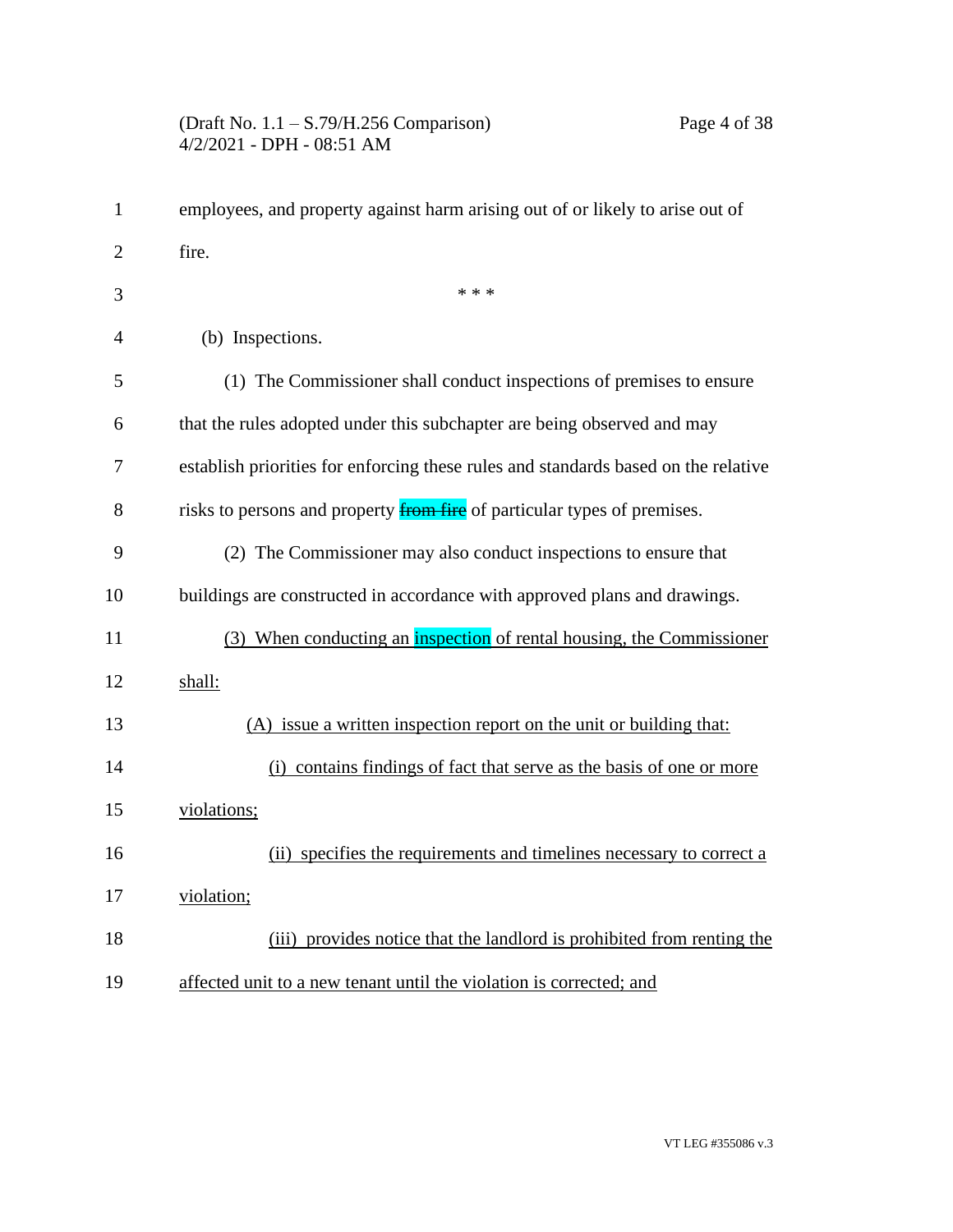employees, and property against harm arising out of or likely to arise out of fire.

\* \* \*

(b) Inspections.

(1) The Commissioner shall conduct inspections of premises to ensure that the rules adopted under this subchapter are being observed and may establish priorities for enforcing these rules and standards based on the relative risks to persons and property ~~from fire~~ of particular types of premises.

(2) The Commissioner may also conduct inspections to ensure that buildings are constructed in accordance with approved plans and drawings.

<u>(3) When conducting an inspection of rental housing, the Commissioner shall:</u>

<u>(A) issue a written inspection report on the unit or building that:</u>

<u>(i) contains findings of fact that serve as the basis of one or more violations;</u>

<u>(ii) specifies the requirements and timelines necessary to correct a violation;</u>

<u>(iii) provides notice that the landlord is prohibited from renting the affected unit to a new tenant until the violation is corrected; and</u>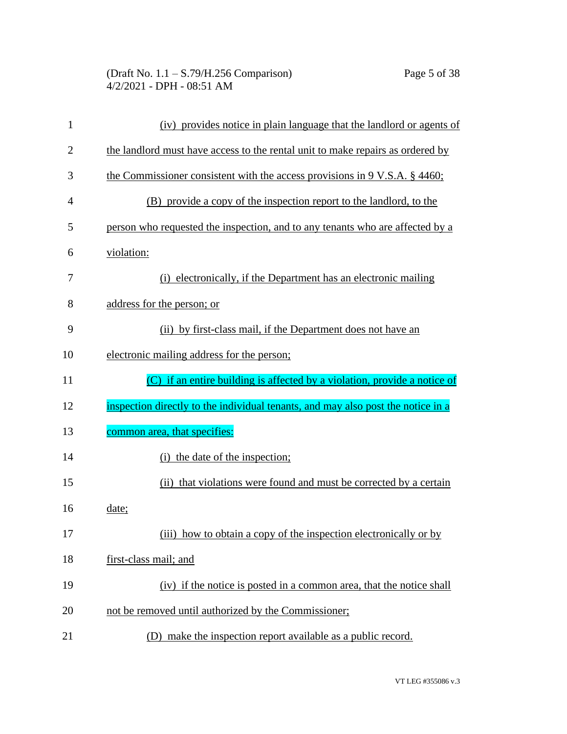(iv) provides notice in plain language that the landlord or agents of the landlord must have access to the rental unit to make repairs as ordered by the Commissioner consistent with the access provisions in 9 V.S.A. § 4460;

(B) provide a copy of the inspection report to the landlord, to the person who requested the inspection, and to any tenants who are affected by a violation:

(i) electronically, if the Department has an electronic mailing address for the person; or

(ii) by first-class mail, if the Department does not have an electronic mailing address for the person;

(C) if an entire building is affected by a violation, provide a notice of inspection directly to the individual tenants, and may also post the notice in a common area, that specifies:

(i) the date of the inspection;

(ii) that violations were found and must be corrected by a certain date;

(iii) how to obtain a copy of the inspection electronically or by first-class mail; and

(iv) if the notice is posted in a common area, that the notice shall not be removed until authorized by the Commissioner;

(D) make the inspection report available as a public record.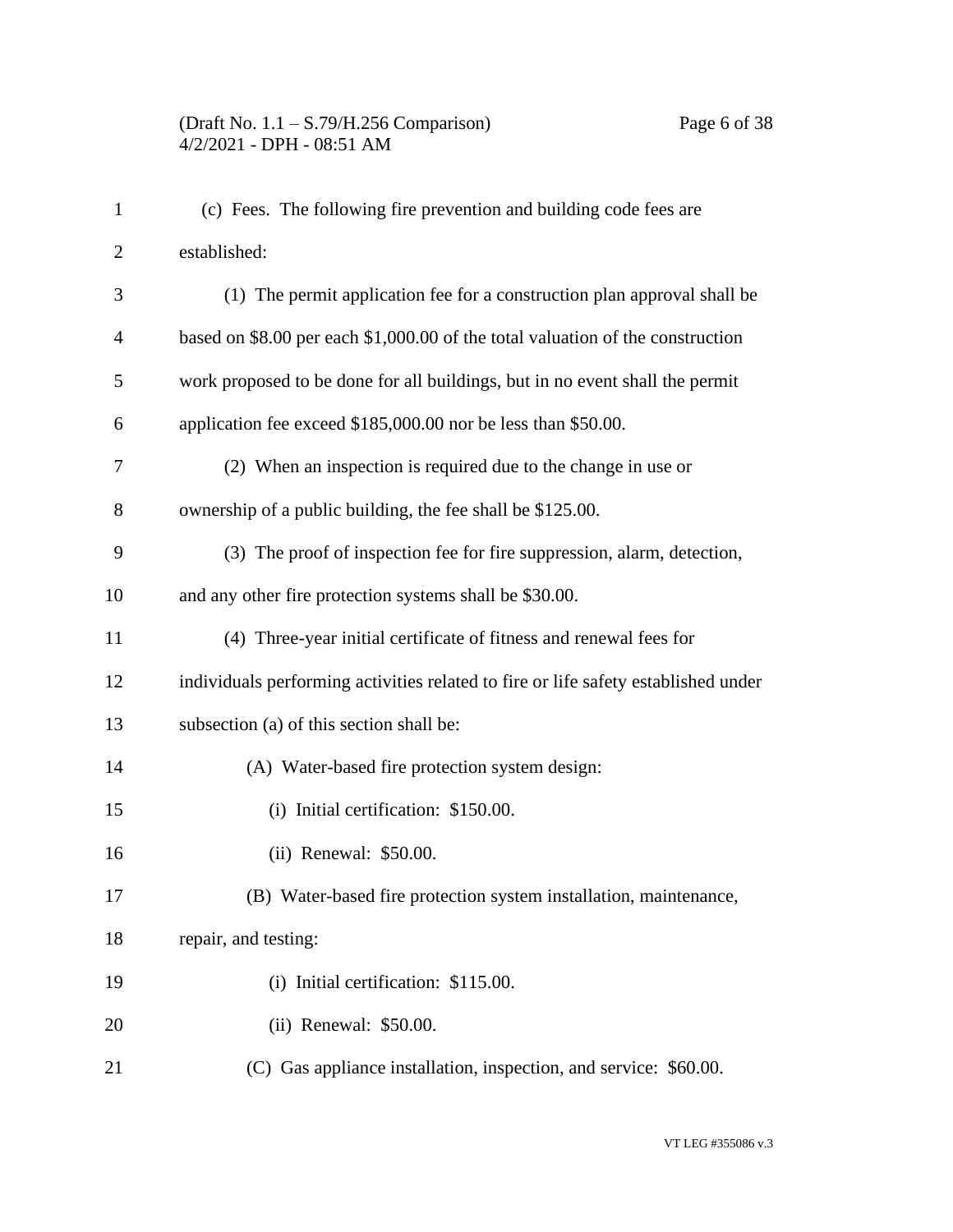(c) Fees. The following fire prevention and building code fees are established:

(1) The permit application fee for a construction plan approval shall be based on $8.00 per each $1,000.00 of the total valuation of the construction work proposed to be done for all buildings, but in no event shall the permit application fee exceed $185,000.00 nor be less than $50.00.

(2) When an inspection is required due to the change in use or ownership of a public building, the fee shall be $125.00.

(3) The proof of inspection fee for fire suppression, alarm, detection, and any other fire protection systems shall be $30.00.

(4) Three-year initial certificate of fitness and renewal fees for individuals performing activities related to fire or life safety established under subsection (a) of this section shall be:

(A) Water-based fire protection system design:

(i) Initial certification: $150.00.

(ii) Renewal: $50.00.

(B) Water-based fire protection system installation, maintenance, repair, and testing:

(i) Initial certification: $115.00.

(ii) Renewal: $50.00.

(C) Gas appliance installation, inspection, and service: $60.00.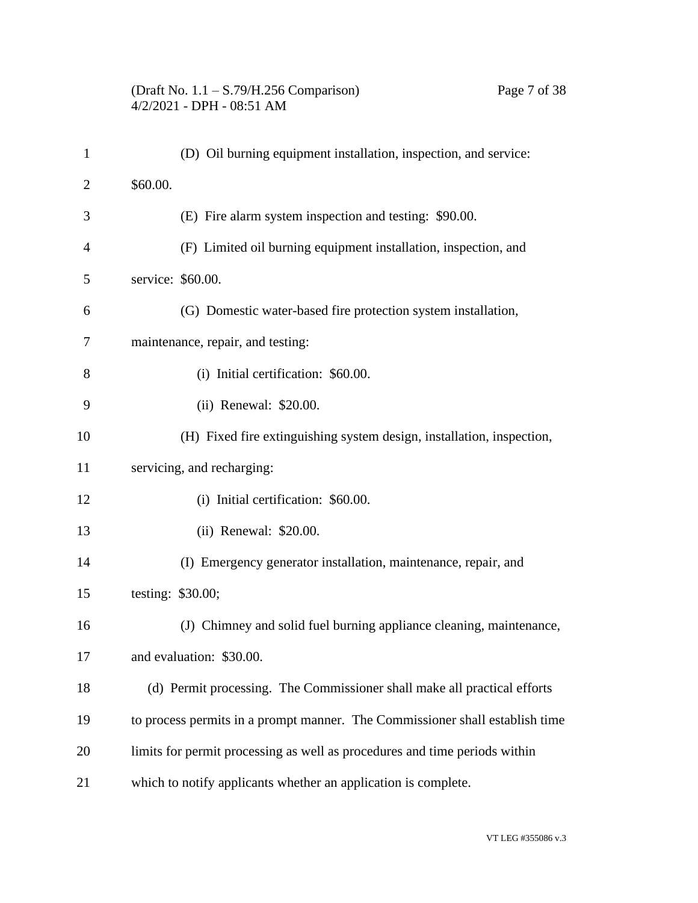(D) Oil burning equipment installation, inspection, and service: $60.00.

(E) Fire alarm system inspection and testing: $90.00.

(F) Limited oil burning equipment installation, inspection, and service: $60.00.

(G) Domestic water-based fire protection system installation, maintenance, repair, and testing:

(i) Initial certification: $60.00.

(ii) Renewal: $20.00.

(H) Fixed fire extinguishing system design, installation, inspection, servicing, and recharging:

(i) Initial certification: $60.00.

(ii) Renewal: $20.00.

(I) Emergency generator installation, maintenance, repair, and testing: $30.00;

(J) Chimney and solid fuel burning appliance cleaning, maintenance, and evaluation: $30.00.

(d) Permit processing. The Commissioner shall make all practical efforts to process permits in a prompt manner. The Commissioner shall establish time limits for permit processing as well as procedures and time periods within which to notify applicants whether an application is complete.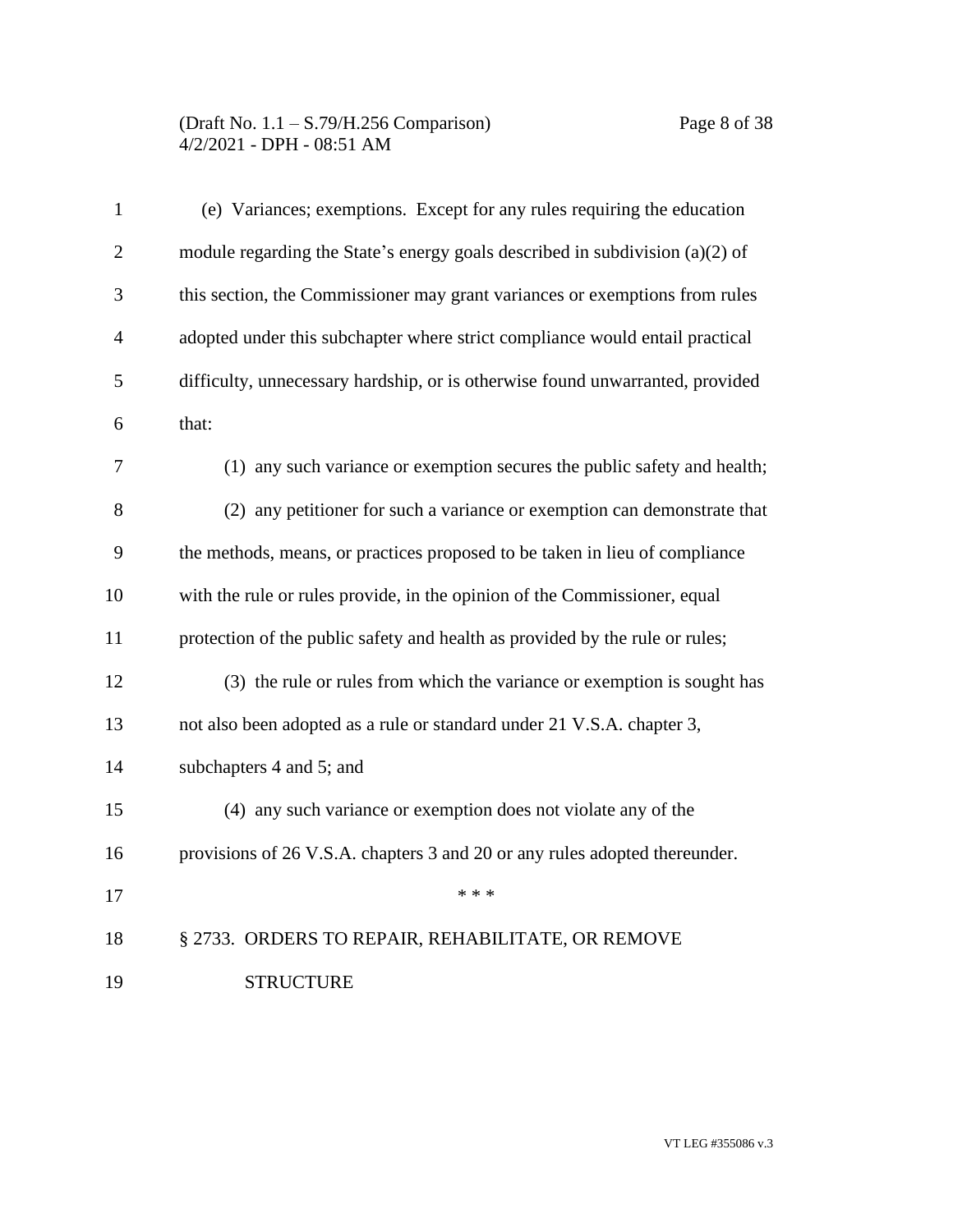(e) Variances; exemptions. Except for any rules requiring the education module regarding the State's energy goals described in subdivision (a)(2) of this section, the Commissioner may grant variances or exemptions from rules adopted under this subchapter where strict compliance would entail practical difficulty, unnecessary hardship, or is otherwise found unwarranted, provided that:

(1) any such variance or exemption secures the public safety and health;

(2) any petitioner for such a variance or exemption can demonstrate that the methods, means, or practices proposed to be taken in lieu of compliance with the rule or rules provide, in the opinion of the Commissioner, equal protection of the public safety and health as provided by the rule or rules;

(3) the rule or rules from which the variance or exemption is sought has not also been adopted as a rule or standard under 21 V.S.A. chapter 3, subchapters 4 and 5; and

(4) any such variance or exemption does not violate any of the provisions of 26 V.S.A. chapters 3 and 20 or any rules adopted thereunder.

\* \* \*

§ 2733. ORDERS TO REPAIR, REHABILITATE, OR REMOVE STRUCTURE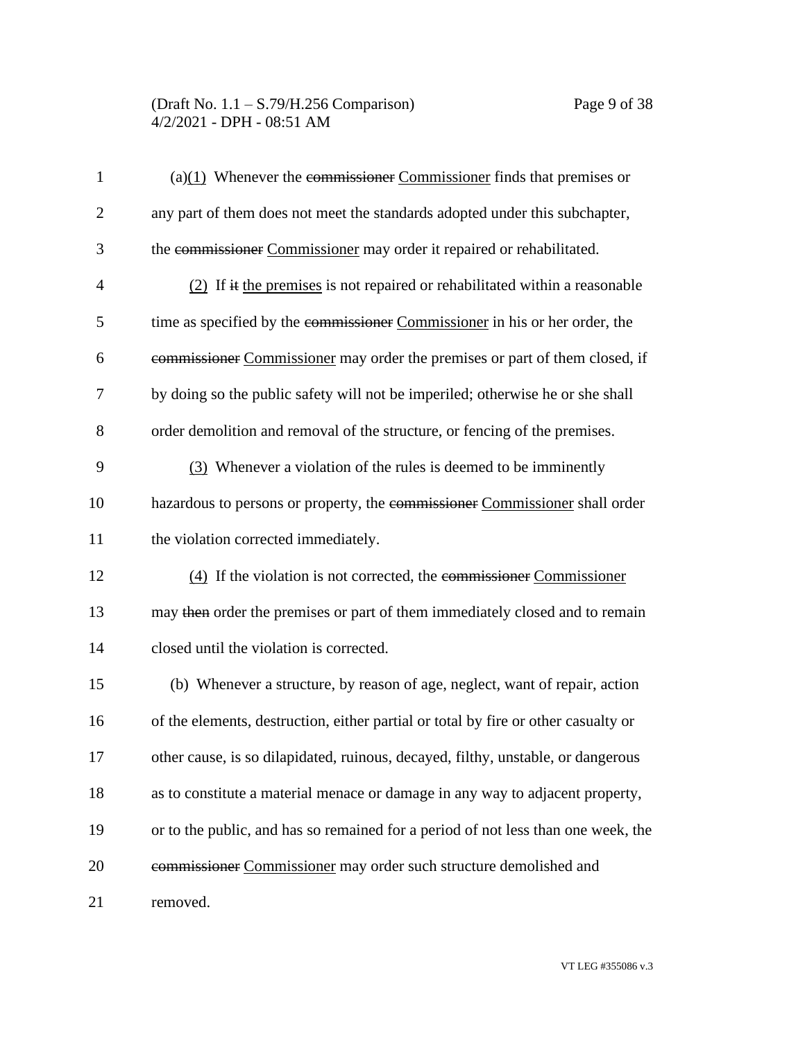(a)(1) Whenever the ~~commissioner~~ Commissioner finds that premises or any part of them does not meet the standards adopted under this subchapter, the ~~commissioner~~ Commissioner may order it repaired or rehabilitated.

(2) If ~~it~~ the premises is not repaired or rehabilitated within a reasonable time as specified by the ~~commissioner~~ Commissioner in his or her order, the ~~commissioner~~ Commissioner may order the premises or part of them closed, if by doing so the public safety will not be imperiled; otherwise he or she shall order demolition and removal of the structure, or fencing of the premises.

(3) Whenever a violation of the rules is deemed to be imminently hazardous to persons or property, the ~~commissioner~~ Commissioner shall order the violation corrected immediately.

(4) If the violation is not corrected, the ~~commissioner~~ Commissioner may ~~then~~ order the premises or part of them immediately closed and to remain closed until the violation is corrected.

(b) Whenever a structure, by reason of age, neglect, want of repair, action of the elements, destruction, either partial or total by fire or other casualty or other cause, is so dilapidated, ruinous, decayed, filthy, unstable, or dangerous as to constitute a material menace or damage in any way to adjacent property, or to the public, and has so remained for a period of not less than one week, the ~~commissioner~~ Commissioner may order such structure demolished and removed.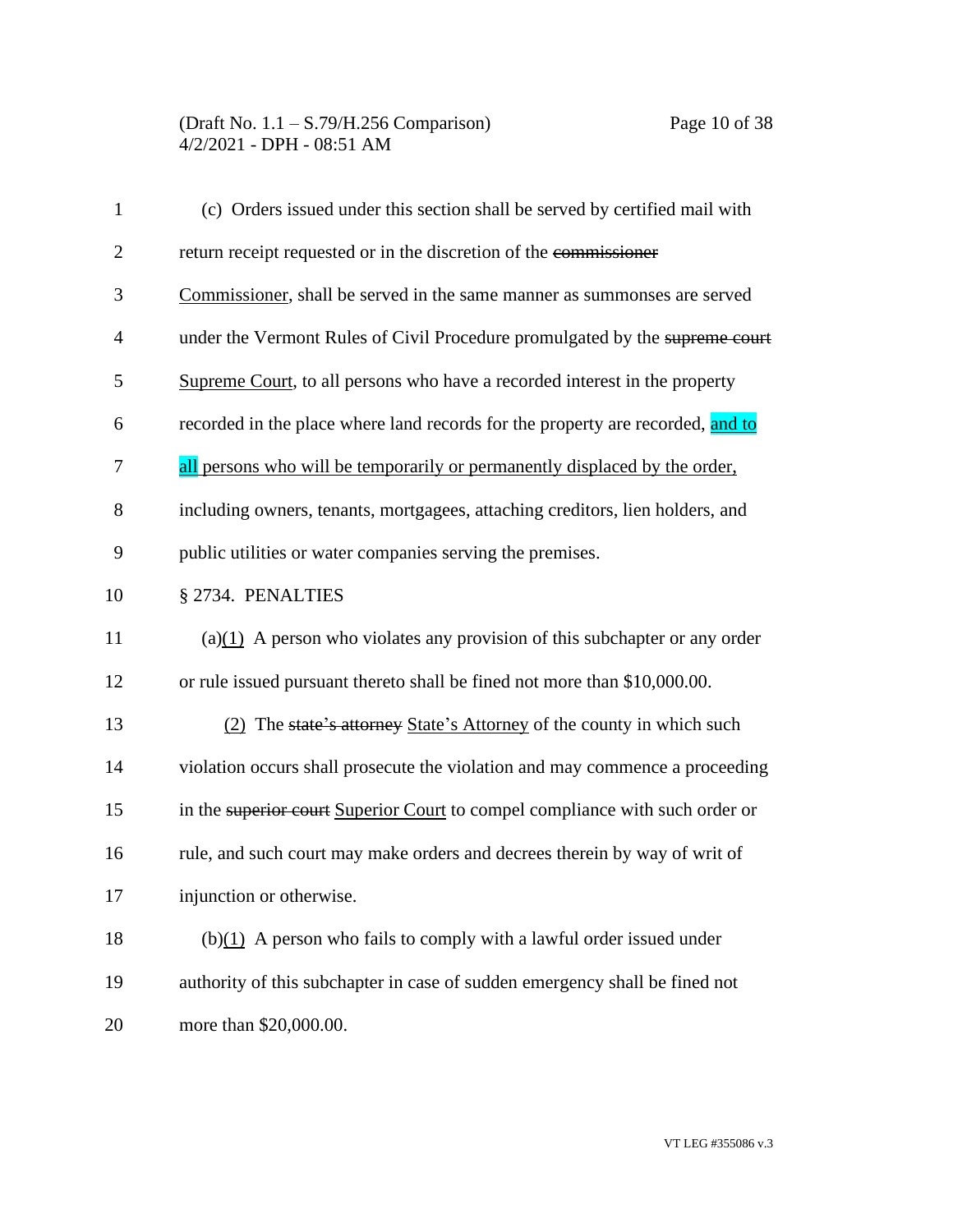(c) Orders issued under this section shall be served by certified mail with return receipt requested or in the discretion of the ~~commissioner~~ Commissioner, shall be served in the same manner as summonses are served under the Vermont Rules of Civil Procedure promulgated by the ~~supreme court~~ Supreme Court, to all persons who have a recorded interest in the property recorded in the place where land records for the property are recorded, and to all persons who will be temporarily or permanently displaced by the order, including owners, tenants, mortgagees, attaching creditors, lien holders, and public utilities or water companies serving the premises.

§ 2734. PENALTIES

(a)(1) A person who violates any provision of this subchapter or any order or rule issued pursuant thereto shall be fined not more than $10,000.00.

(2) The ~~state's attorney~~ State's Attorney of the county in which such violation occurs shall prosecute the violation and may commence a proceeding in the ~~superior court~~ Superior Court to compel compliance with such order or rule, and such court may make orders and decrees therein by way of writ of injunction or otherwise.

(b)(1) A person who fails to comply with a lawful order issued under authority of this subchapter in case of sudden emergency shall be fined not more than $20,000.00.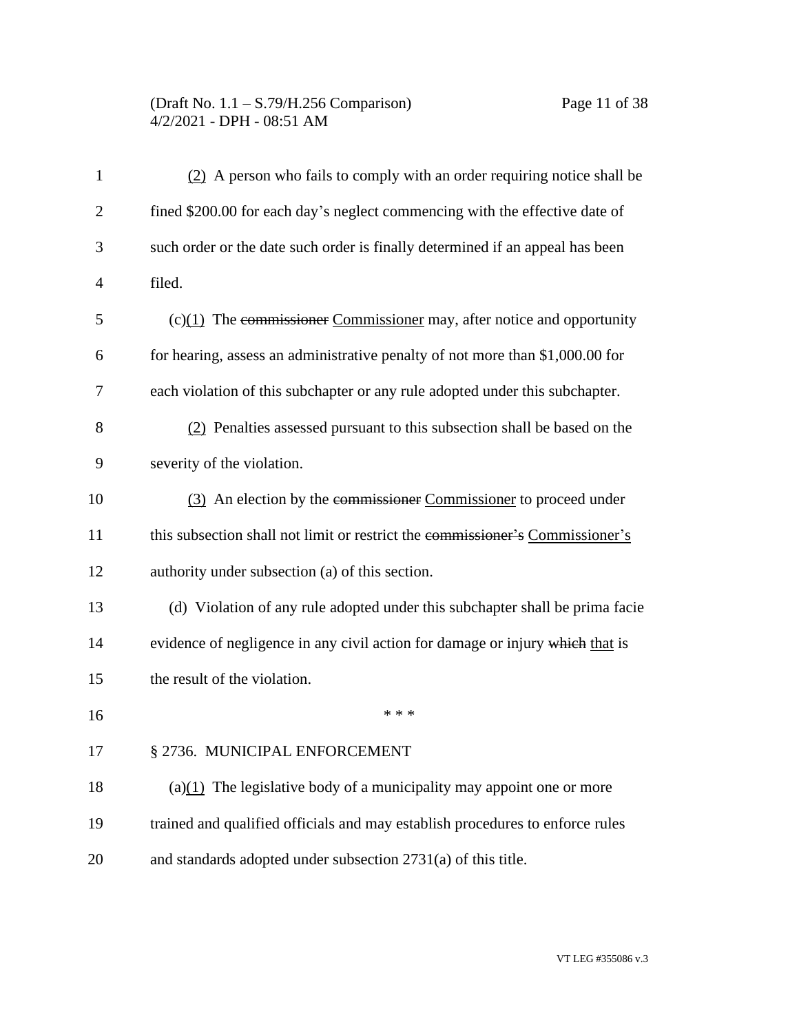(2) A person who fails to comply with an order requiring notice shall be fined $200.00 for each day's neglect commencing with the effective date of such order or the date such order is finally determined if an appeal has been filed.

(c)(1) The ~~commissioner~~ Commissioner may, after notice and opportunity for hearing, assess an administrative penalty of not more than $1,000.00 for each violation of this subchapter or any rule adopted under this subchapter.

(2) Penalties assessed pursuant to this subsection shall be based on the severity of the violation.

(3) An election by the ~~commissioner~~ Commissioner to proceed under this subsection shall not limit or restrict the ~~commissioner's~~ Commissioner's authority under subsection (a) of this section.

(d) Violation of any rule adopted under this subchapter shall be prima facie evidence of negligence in any civil action for damage or injury ~~which~~ that is the result of the violation.

\* \* \*

§ 2736. MUNICIPAL ENFORCEMENT

(a)(1) The legislative body of a municipality may appoint one or more trained and qualified officials and may establish procedures to enforce rules and standards adopted under subsection 2731(a) of this title.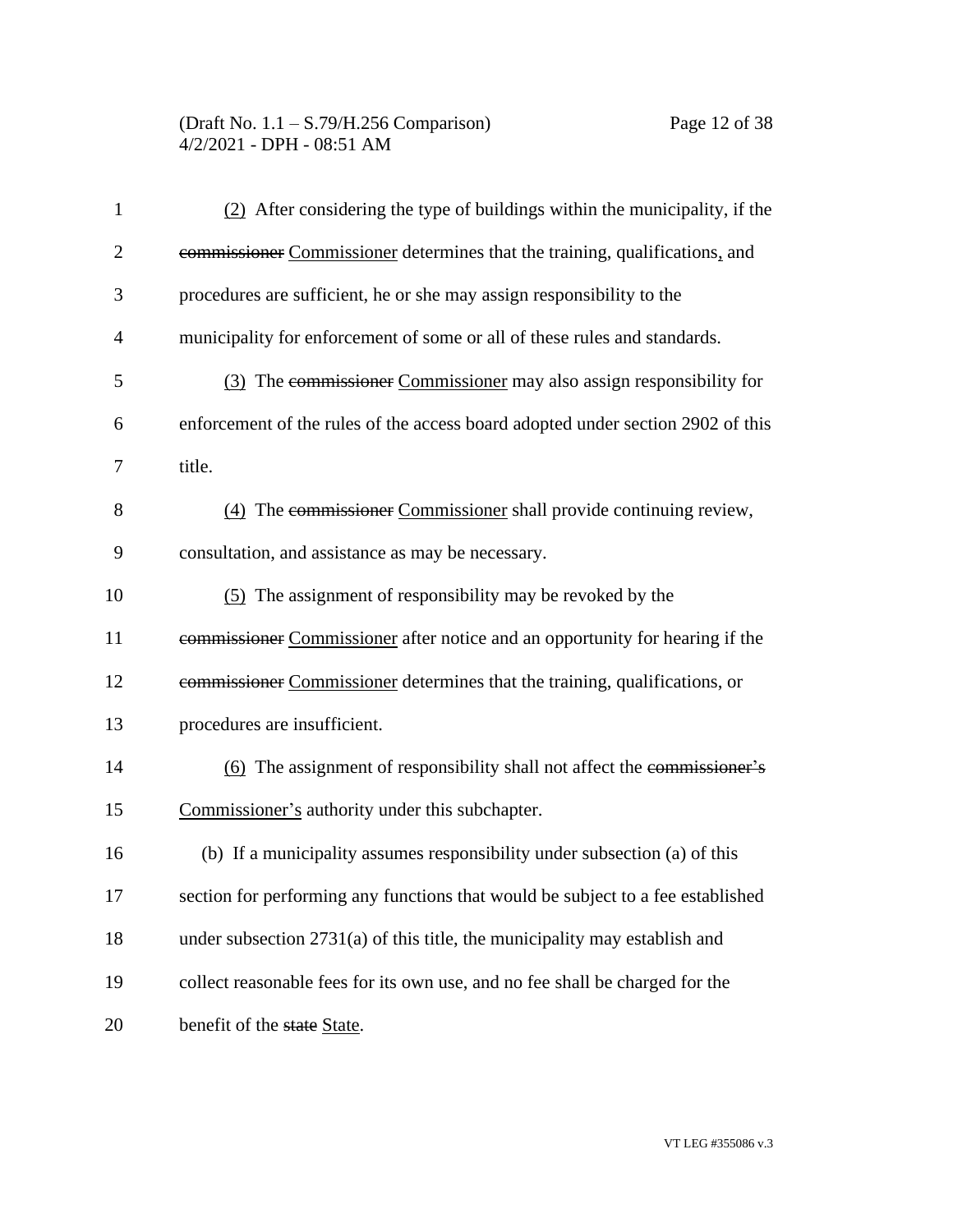(2) After considering the type of buildings within the municipality, if the ~~commissioner~~ Commissioner determines that the training, qualifications, and procedures are sufficient, he or she may assign responsibility to the municipality for enforcement of some or all of these rules and standards.

(3) The ~~commissioner~~ Commissioner may also assign responsibility for enforcement of the rules of the access board adopted under section 2902 of this title.

(4) The ~~commissioner~~ Commissioner shall provide continuing review, consultation, and assistance as may be necessary.

(5) The assignment of responsibility may be revoked by the ~~commissioner~~ Commissioner after notice and an opportunity for hearing if the ~~commissioner~~ Commissioner determines that the training, qualifications, or procedures are insufficient.

(6) The assignment of responsibility shall not affect the ~~commissioner's~~ Commissioner's authority under this subchapter.

(b) If a municipality assumes responsibility under subsection (a) of this section for performing any functions that would be subject to a fee established under subsection 2731(a) of this title, the municipality may establish and collect reasonable fees for its own use, and no fee shall be charged for the benefit of the ~~state~~ State.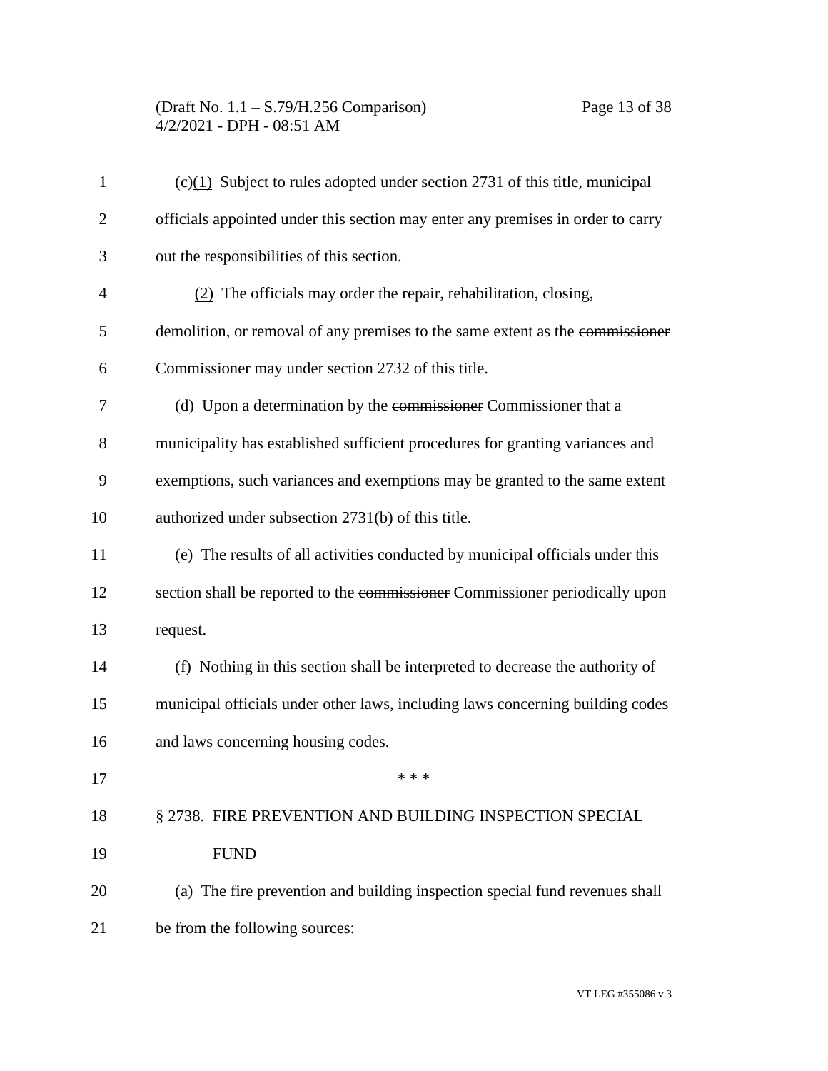(c)(1) Subject to rules adopted under section 2731 of this title, municipal officials appointed under this section may enter any premises in order to carry out the responsibilities of this section.

(2) The officials may order the repair, rehabilitation, closing, demolition, or removal of any premises to the same extent as the ~~commissioner~~ Commissioner may under section 2732 of this title.

(d) Upon a determination by the ~~commissioner~~ Commissioner that a municipality has established sufficient procedures for granting variances and exemptions, such variances and exemptions may be granted to the same extent authorized under subsection 2731(b) of this title.

(e) The results of all activities conducted by municipal officials under this section shall be reported to the ~~commissioner~~ Commissioner periodically upon request.

(f) Nothing in this section shall be interpreted to decrease the authority of municipal officials under other laws, including laws concerning building codes and laws concerning housing codes.

\* \* \*

§ 2738. FIRE PREVENTION AND BUILDING INSPECTION SPECIAL FUND

(a) The fire prevention and building inspection special fund revenues shall be from the following sources: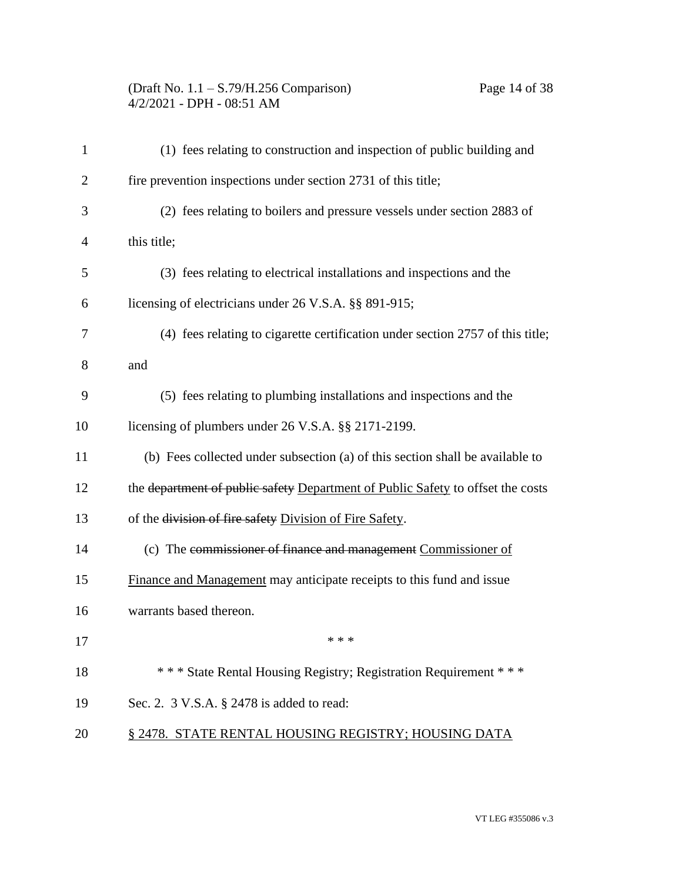(1) fees relating to construction and inspection of public building and fire prevention inspections under section 2731 of this title;

(2) fees relating to boilers and pressure vessels under section 2883 of this title;

(3) fees relating to electrical installations and inspections and the licensing of electricians under 26 V.S.A. §§ 891-915;

(4) fees relating to cigarette certification under section 2757 of this title; and

(5) fees relating to plumbing installations and inspections and the licensing of plumbers under 26 V.S.A. §§ 2171-2199.

(b) Fees collected under subsection (a) of this section shall be available to the ~~department of public safety~~ <u>Department of Public Safety</u> to offset the costs of the ~~division of fire safety~~ <u>Division of Fire Safety</u>.

(c) The ~~commissioner of finance and management~~ <u>Commissioner of Finance and Management</u> may anticipate receipts to this fund and issue warrants based thereon.

\* \* \*

\* \* \* State Rental Housing Registry; Registration Requirement \* \* \*

Sec. 2. 3 V.S.A. § 2478 is added to read:

<u>§ 2478. STATE RENTAL HOUSING REGISTRY; HOUSING DATA</u>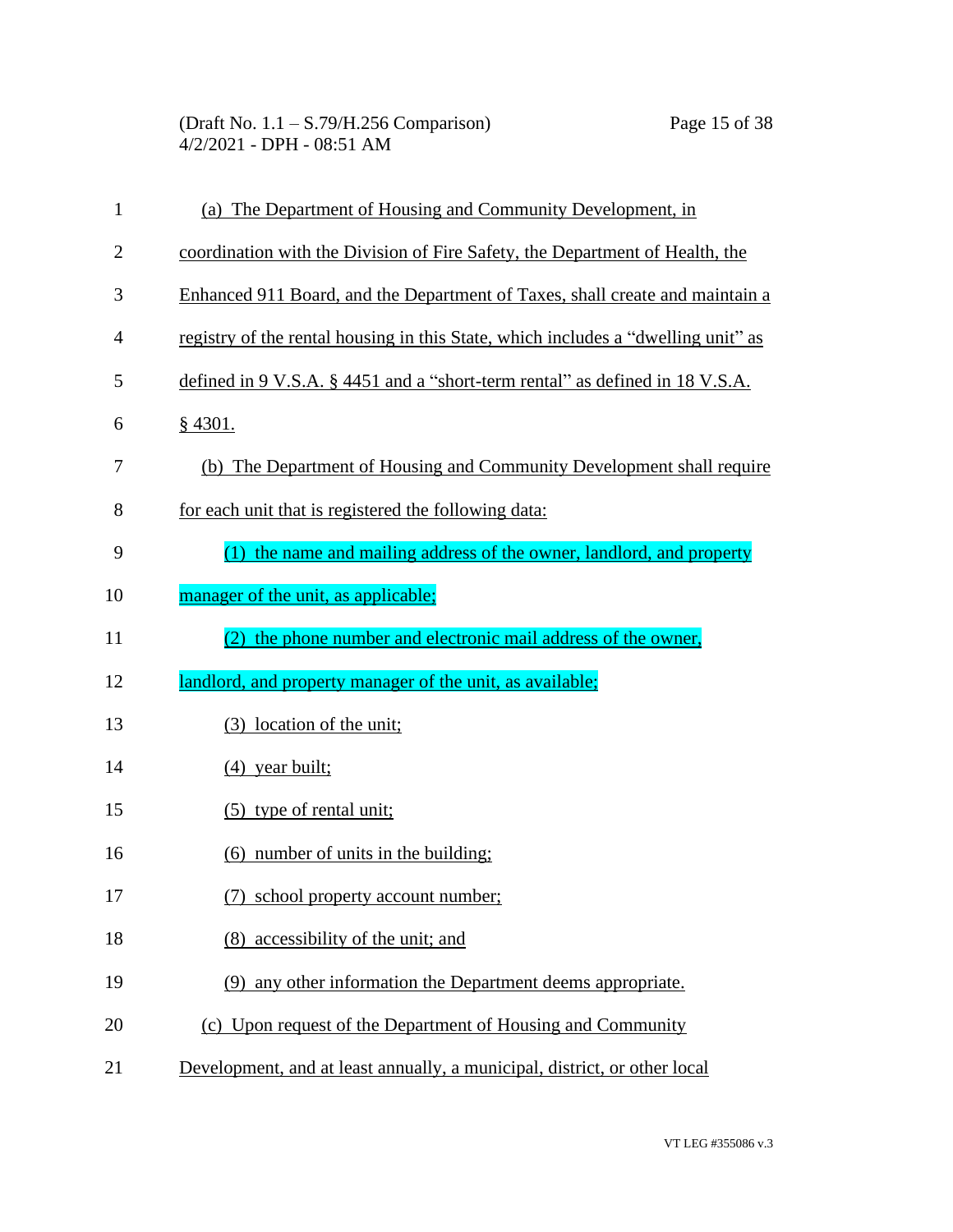(a) The Department of Housing and Community Development, in coordination with the Division of Fire Safety, the Department of Health, the Enhanced 911 Board, and the Department of Taxes, shall create and maintain a registry of the rental housing in this State, which includes a "dwelling unit" as defined in 9 V.S.A. § 4451 and a "short-term rental" as defined in 18 V.S.A. § 4301.

(b) The Department of Housing and Community Development shall require for each unit that is registered the following data:

(1) the name and mailing address of the owner, landlord, and property manager of the unit, as applicable;

(2) the phone number and electronic mail address of the owner, landlord, and property manager of the unit, as available;

(3) location of the unit;

(4) year built;

(5) type of rental unit;

(6) number of units in the building;

(7) school property account number;

(8) accessibility of the unit; and

(9) any other information the Department deems appropriate.

(c) Upon request of the Department of Housing and Community Development, and at least annually, a municipal, district, or other local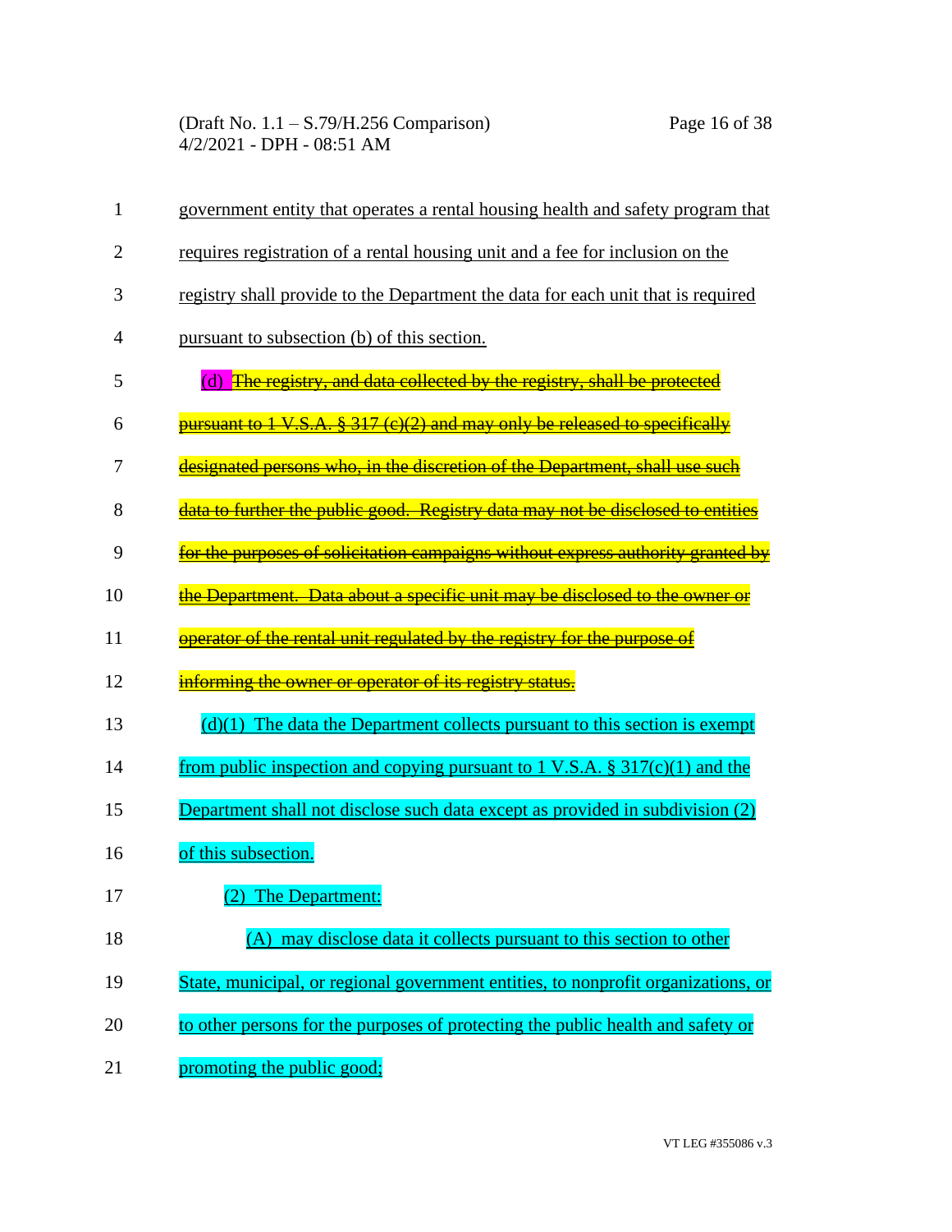government entity that operates a rental housing health and safety program that requires registration of a rental housing unit and a fee for inclusion on the registry shall provide to the Department the data for each unit that is required pursuant to subsection (b) of this section.

(d) ~~The registry, and data collected by the registry, shall be protected pursuant to 1 V.S.A. § 317 (c)(2) and may only be released to specifically designated persons who, in the discretion of the Department, shall use such data to further the public good. Registry data may not be disclosed to entities for the purposes of solicitation campaigns without express authority granted by the Department. Data about a specific unit may be disclosed to the owner or operator of the rental unit regulated by the registry for the purpose of informing the owner or operator of its registry status.~~

(d)(1) The data the Department collects pursuant to this section is exempt from public inspection and copying pursuant to 1 V.S.A. § 317(c)(1) and the Department shall not disclose such data except as provided in subdivision (2) of this subsection.

(2) The Department:

(A) may disclose data it collects pursuant to this section to other State, municipal, or regional government entities, to nonprofit organizations, or to other persons for the purposes of protecting the public health and safety or promoting the public good;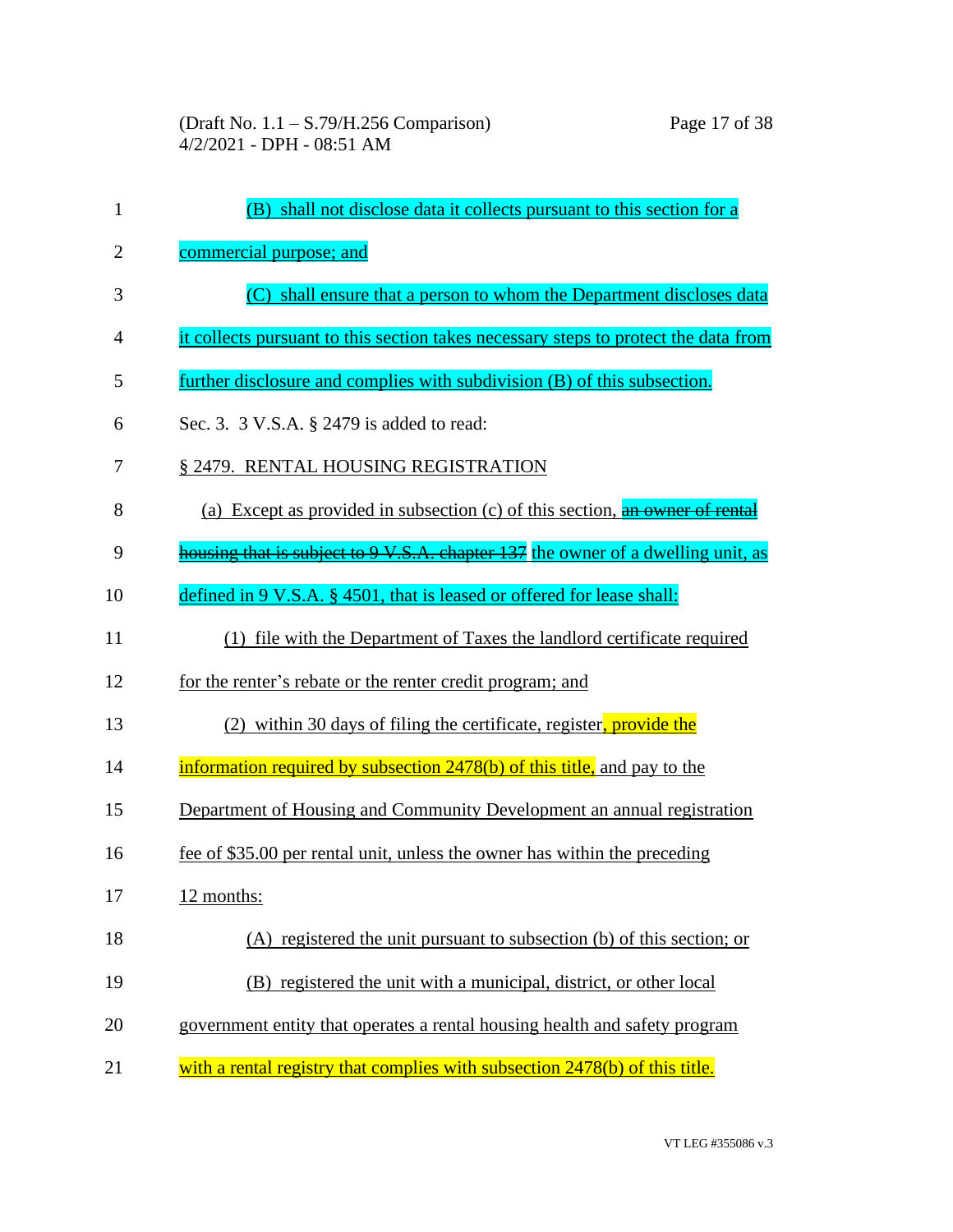(B) shall not disclose data it collects pursuant to this section for a commercial purpose; and

(C) shall ensure that a person to whom the Department discloses data it collects pursuant to this section takes necessary steps to protect the data from further disclosure and complies with subdivision (B) of this subsection.

Sec. 3. 3 V.S.A. § 2479 is added to read:

§ 2479. RENTAL HOUSING REGISTRATION

(a) Except as provided in subsection (c) of this section, ~~an owner of rental housing that is subject to 9 V.S.A. chapter 137~~ the owner of a dwelling unit, as defined in 9 V.S.A. § 4501, that is leased or offered for lease shall:

(1) file with the Department of Taxes the landlord certificate required for the renter's rebate or the renter credit program; and

(2) within 30 days of filing the certificate, register, provide the information required by subsection 2478(b) of this title, and pay to the Department of Housing and Community Development an annual registration fee of $35.00 per rental unit, unless the owner has within the preceding 12 months:

(A) registered the unit pursuant to subsection (b) of this section; or

(B) registered the unit with a municipal, district, or other local government entity that operates a rental housing health and safety program with a rental registry that complies with subsection 2478(b) of this title.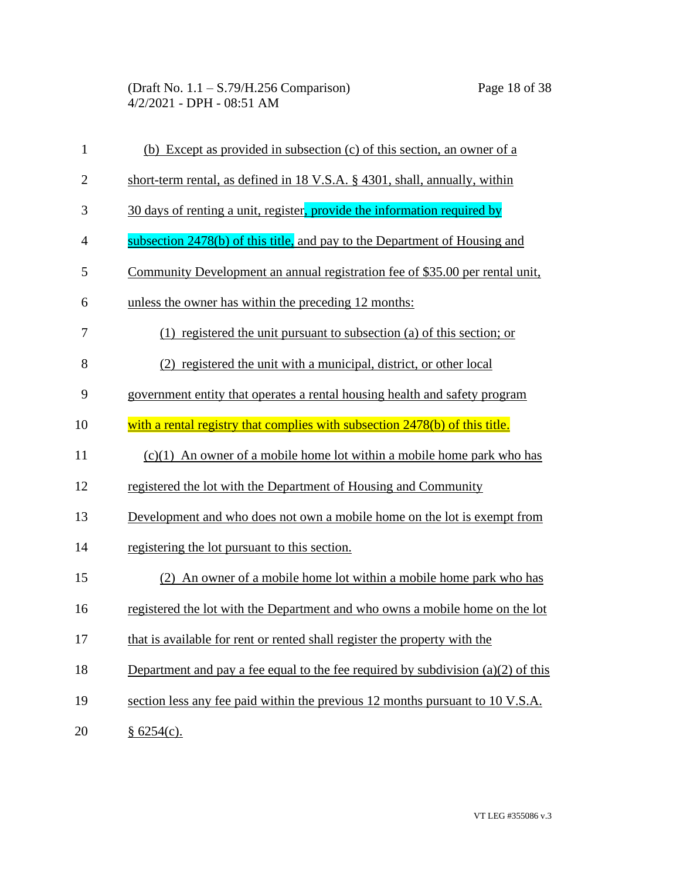(b) Except as provided in subsection (c) of this section, an owner of a short-term rental, as defined in 18 V.S.A. § 4301, shall, annually, within 30 days of renting a unit, register, provide the information required by subsection 2478(b) of this title, and pay to the Department of Housing and Community Development an annual registration fee of $35.00 per rental unit, unless the owner has within the preceding 12 months:

(1) registered the unit pursuant to subsection (a) of this section; or

(2) registered the unit with a municipal, district, or other local government entity that operates a rental housing health and safety program with a rental registry that complies with subsection 2478(b) of this title.

(c)(1) An owner of a mobile home lot within a mobile home park who has registered the lot with the Department of Housing and Community Development and who does not own a mobile home on the lot is exempt from registering the lot pursuant to this section.

(2) An owner of a mobile home lot within a mobile home park who has registered the lot with the Department and who owns a mobile home on the lot that is available for rent or rented shall register the property with the Department and pay a fee equal to the fee required by subdivision (a)(2) of this section less any fee paid within the previous 12 months pursuant to 10 V.S.A. § 6254(c).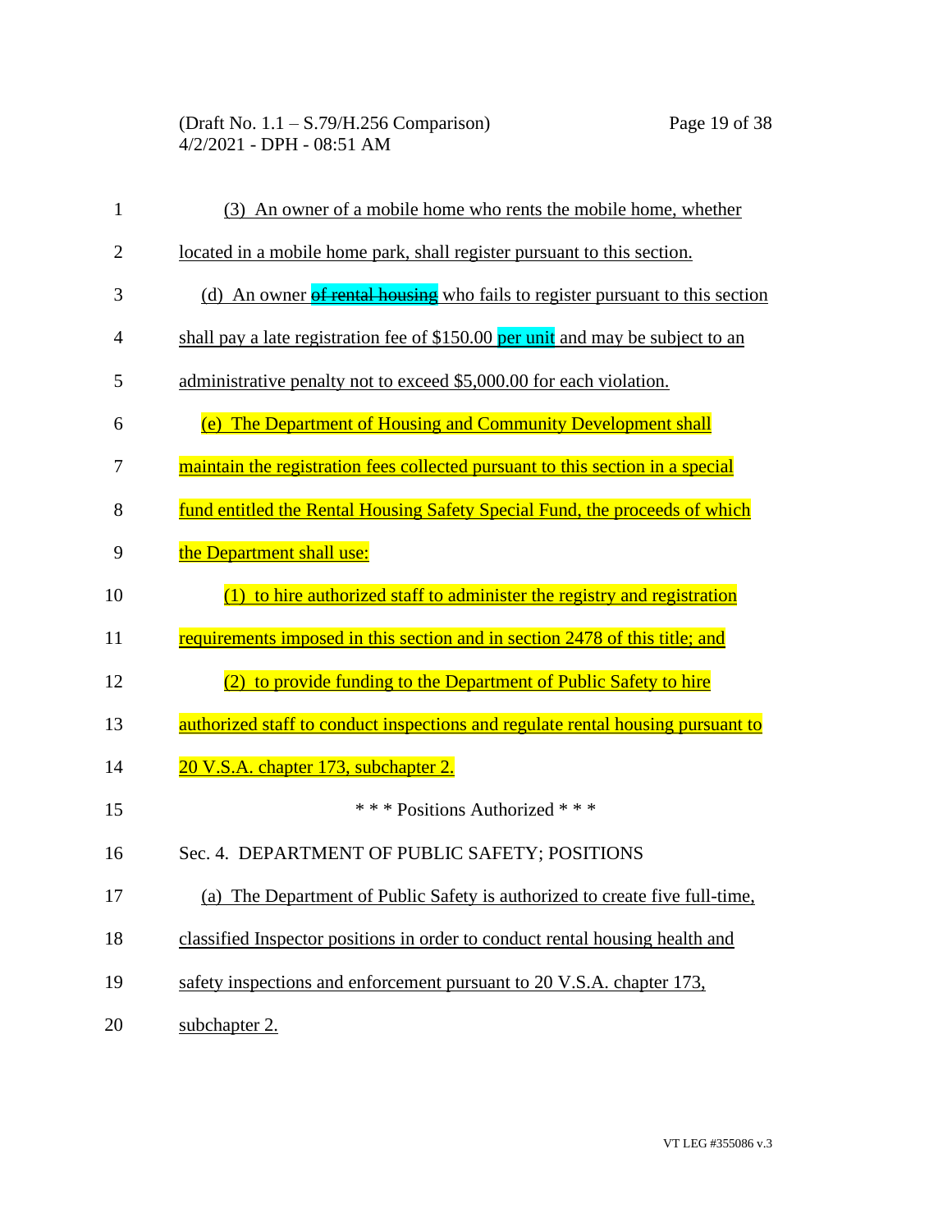(3) An owner of a mobile home who rents the mobile home, whether located in a mobile home park, shall register pursuant to this section.

(d) An owner ~~of rental housing~~ who fails to register pursuant to this section shall pay a late registration fee of $150.00 per unit and may be subject to an administrative penalty not to exceed $5,000.00 for each violation.

(e) The Department of Housing and Community Development shall maintain the registration fees collected pursuant to this section in a special fund entitled the Rental Housing Safety Special Fund, the proceeds of which the Department shall use:

(1) to hire authorized staff to administer the registry and registration requirements imposed in this section and in section 2478 of this title; and

(2) to provide funding to the Department of Public Safety to hire authorized staff to conduct inspections and regulate rental housing pursuant to 20 V.S.A. chapter 173, subchapter 2.

\* \* \* Positions Authorized \* \* \*

Sec. 4. DEPARTMENT OF PUBLIC SAFETY; POSITIONS

(a) The Department of Public Safety is authorized to create five full-time, classified Inspector positions in order to conduct rental housing health and safety inspections and enforcement pursuant to 20 V.S.A. chapter 173, subchapter 2.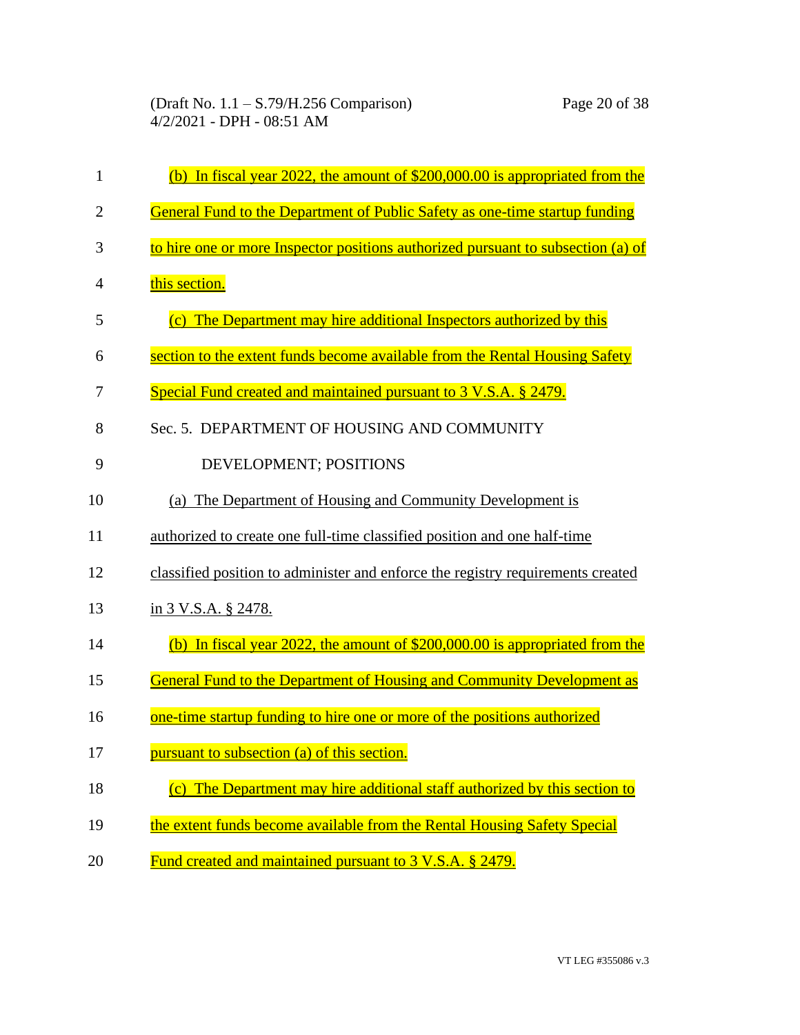(b) In fiscal year 2022, the amount of $200,000.00 is appropriated from the General Fund to the Department of Public Safety as one-time startup funding to hire one or more Inspector positions authorized pursuant to subsection (a) of this section.

(c) The Department may hire additional Inspectors authorized by this section to the extent funds become available from the Rental Housing Safety Special Fund created and maintained pursuant to 3 V.S.A. § 2479.

Sec. 5. DEPARTMENT OF HOUSING AND COMMUNITY DEVELOPMENT; POSITIONS

(a) The Department of Housing and Community Development is authorized to create one full-time classified position and one half-time classified position to administer and enforce the registry requirements created in 3 V.S.A. § 2478.

(b) In fiscal year 2022, the amount of $200,000.00 is appropriated from the General Fund to the Department of Housing and Community Development as one-time startup funding to hire one or more of the positions authorized pursuant to subsection (a) of this section.

(c) The Department may hire additional staff authorized by this section to the extent funds become available from the Rental Housing Safety Special Fund created and maintained pursuant to 3 V.S.A. § 2479.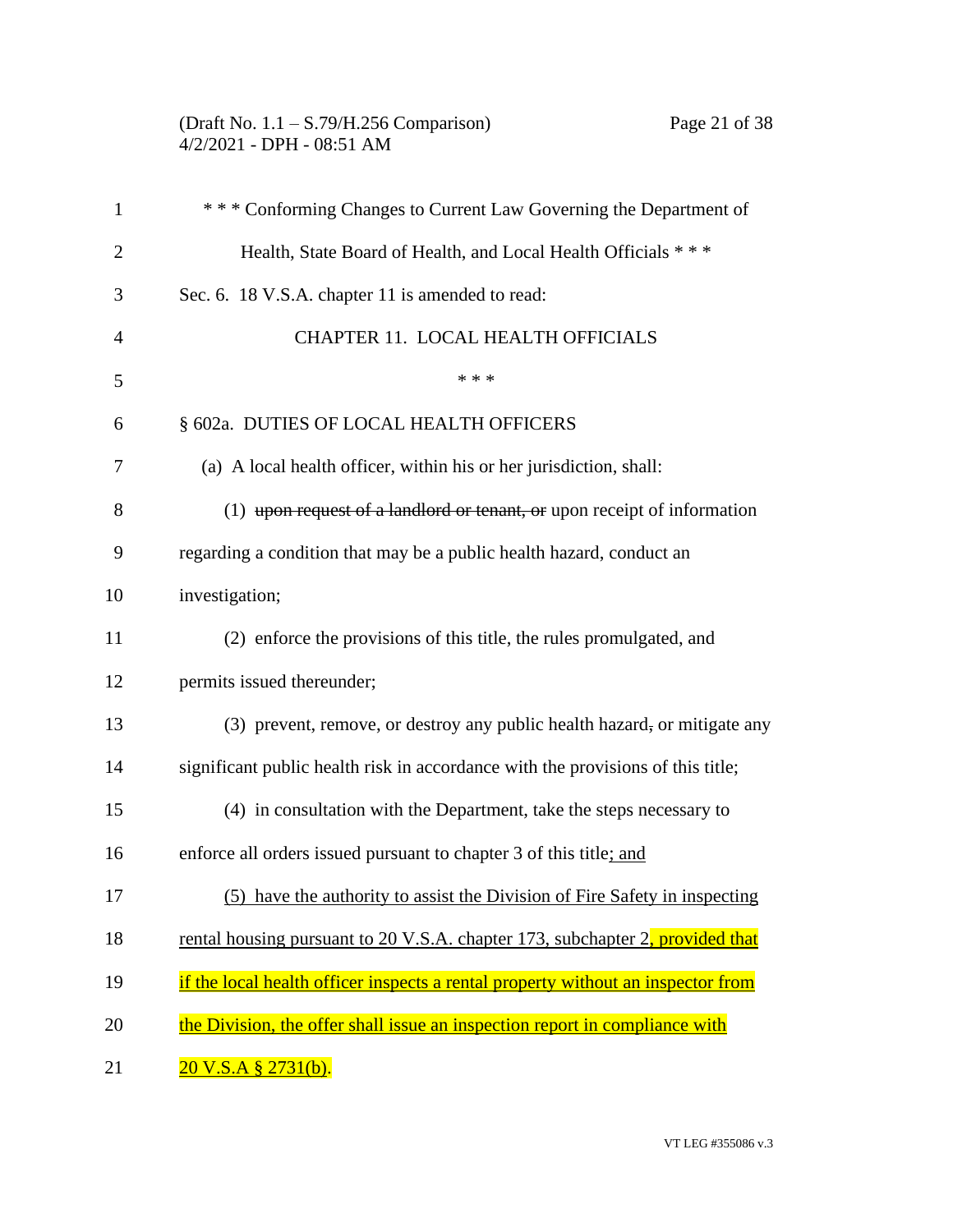\* \* \* Conforming Changes to Current Law Governing the Department of Health, State Board of Health, and Local Health Officials \* \* \*

Sec. 6. 18 V.S.A. chapter 11 is amended to read:

CHAPTER 11. LOCAL HEALTH OFFICIALS

\* \* \*

§ 602a. DUTIES OF LOCAL HEALTH OFFICERS

(a) A local health officer, within his or her jurisdiction, shall:

(1) ~~upon request of a landlord or tenant, or~~ upon receipt of information regarding a condition that may be a public health hazard, conduct an investigation;

(2) enforce the provisions of this title, the rules promulgated, and permits issued thereunder;

(3) prevent, remove, or destroy any public health hazard~~,~~ or mitigate any significant public health risk in accordance with the provisions of this title;

(4) in consultation with the Department, take the steps necessary to enforce all orders issued pursuant to chapter 3 of this title<u>; and</u>

<u>(5) have the authority to assist the Division of Fire Safety in inspecting rental housing pursuant to 20 V.S.A. chapter 173, subchapter 2, provided that if the local health officer inspects a rental property without an inspector from the Division, the offer shall issue an inspection report in compliance with 20 V.S.A § 2731(b)</u>.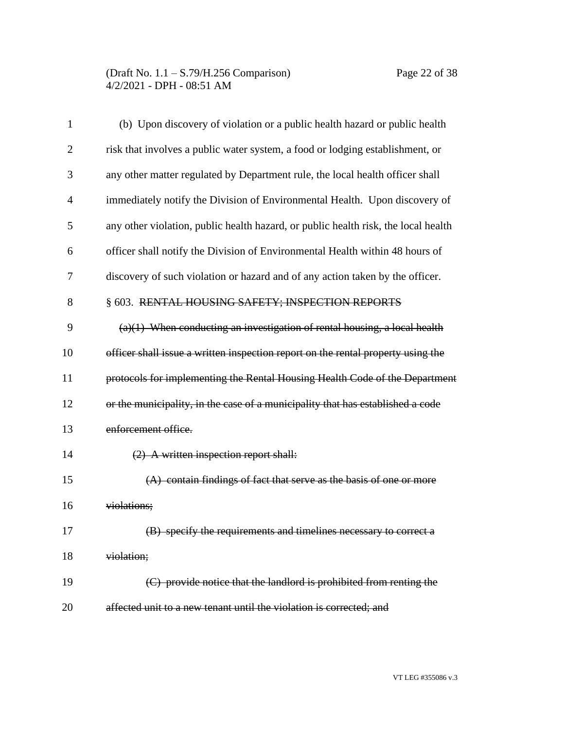(b) Upon discovery of violation or a public health hazard or public health risk that involves a public water system, a food or lodging establishment, or any other matter regulated by Department rule, the local health officer shall immediately notify the Division of Environmental Health. Upon discovery of any other violation, public health hazard, or public health risk, the local health officer shall notify the Division of Environmental Health within 48 hours of discovery of such violation or hazard and of any action taken by the officer.

§ 603. ~~RENTAL HOUSING SAFETY; INSPECTION REPORTS~~

~~(a)(1) When conducting an investigation of rental housing, a local health officer shall issue a written inspection report on the rental property using the protocols for implementing the Rental Housing Health Code of the Department or the municipality, in the case of a municipality that has established a code enforcement office.~~

~~(2) A written inspection report shall:~~

~~(A) contain findings of fact that serve as the basis of one or more violations;~~

~~(B) specify the requirements and timelines necessary to correct a violation;~~

~~(C) provide notice that the landlord is prohibited from renting the affected unit to a new tenant until the violation is corrected; and~~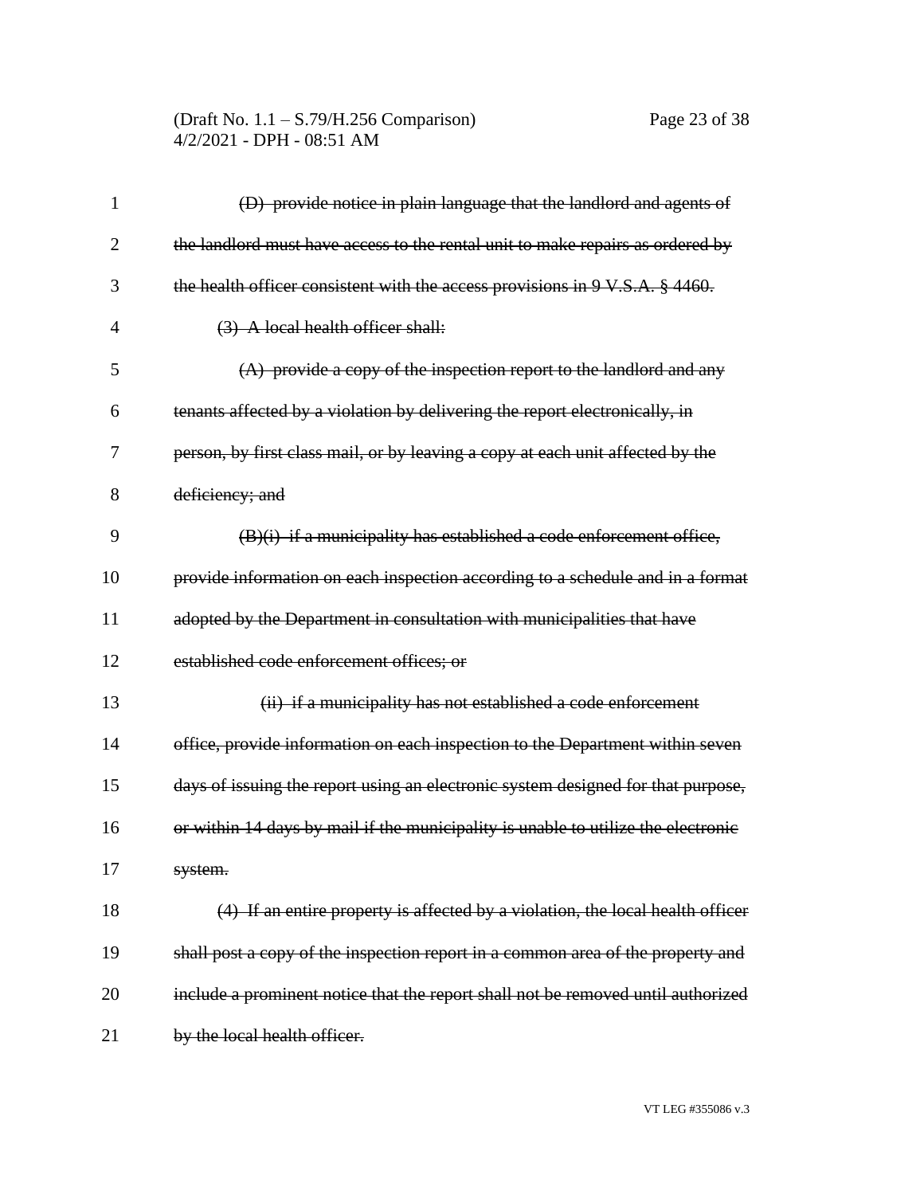~~(D) provide notice in plain language that the landlord and agents of the landlord must have access to the rental unit to make repairs as ordered by the health officer consistent with the access provisions in 9 V.S.A. § 4460.~~

~~(3) A local health officer shall:~~

~~(A) provide a copy of the inspection report to the landlord and any tenants affected by a violation by delivering the report electronically, in person, by first class mail, or by leaving a copy at each unit affected by the deficiency; and~~

~~(B)(i) if a municipality has established a code enforcement office, provide information on each inspection according to a schedule and in a format adopted by the Department in consultation with municipalities that have established code enforcement offices; or~~

~~(ii) if a municipality has not established a code enforcement office, provide information on each inspection to the Department within seven days of issuing the report using an electronic system designed for that purpose, or within 14 days by mail if the municipality is unable to utilize the electronic system.~~

~~(4) If an entire property is affected by a violation, the local health officer shall post a copy of the inspection report in a common area of the property and include a prominent notice that the report shall not be removed until authorized by the local health officer.~~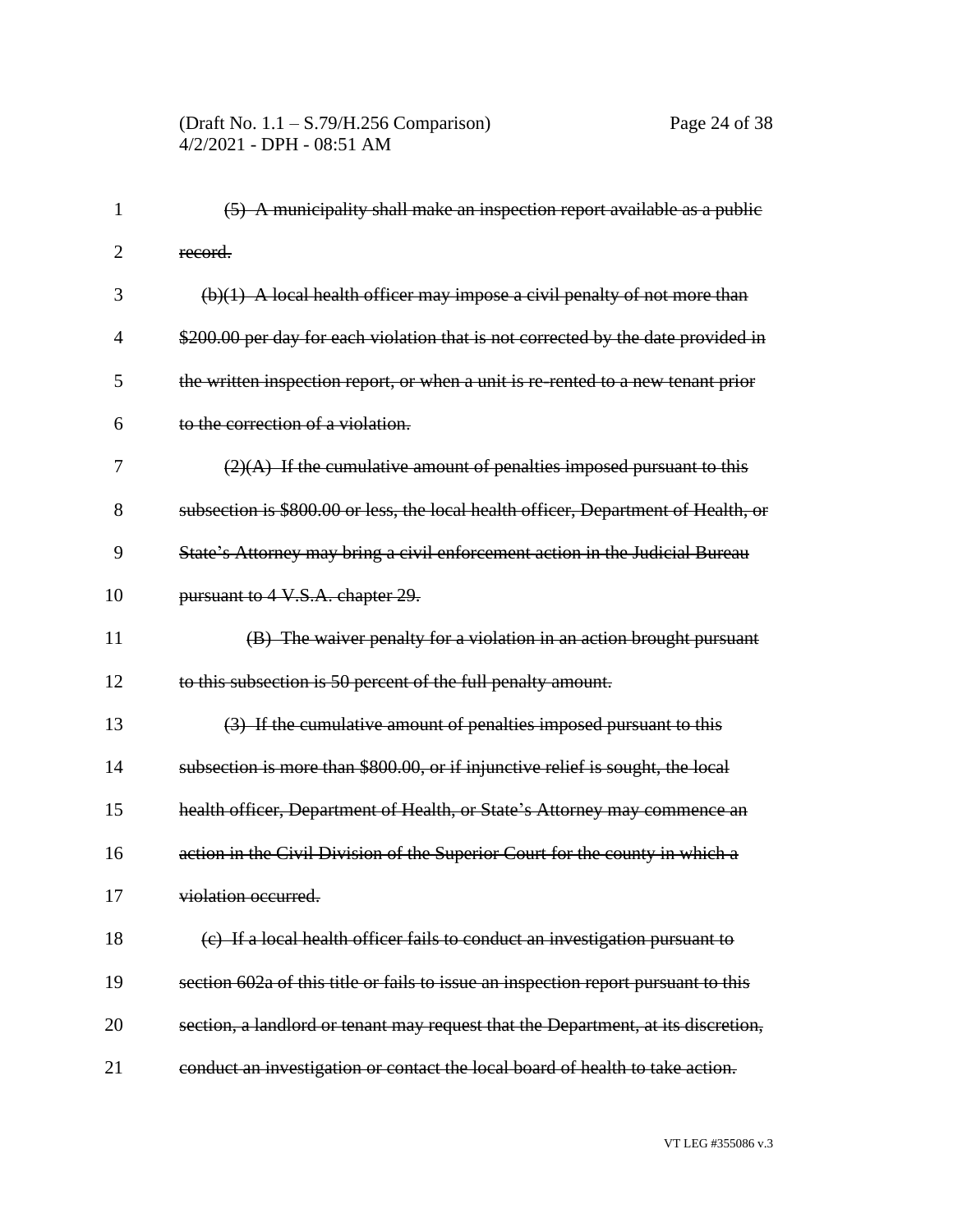~~(5) A municipality shall make an inspection report available as a public record.~~

~~(b)(1) A local health officer may impose a civil penalty of not more than \$200.00 per day for each violation that is not corrected by the date provided in the written inspection report, or when a unit is re-rented to a new tenant prior to the correction of a violation.~~

~~(2)(A) If the cumulative amount of penalties imposed pursuant to this subsection is \$800.00 or less, the local health officer, Department of Health, or State's Attorney may bring a civil enforcement action in the Judicial Bureau pursuant to 4 V.S.A. chapter 29.~~

~~(B) The waiver penalty for a violation in an action brought pursuant to this subsection is 50 percent of the full penalty amount.~~

~~(3) If the cumulative amount of penalties imposed pursuant to this subsection is more than \$800.00, or if injunctive relief is sought, the local health officer, Department of Health, or State's Attorney may commence an action in the Civil Division of the Superior Court for the county in which a violation occurred.~~

~~(c) If a local health officer fails to conduct an investigation pursuant to section 602a of this title or fails to issue an inspection report pursuant to this section, a landlord or tenant may request that the Department, at its discretion, conduct an investigation or contact the local board of health to take action.~~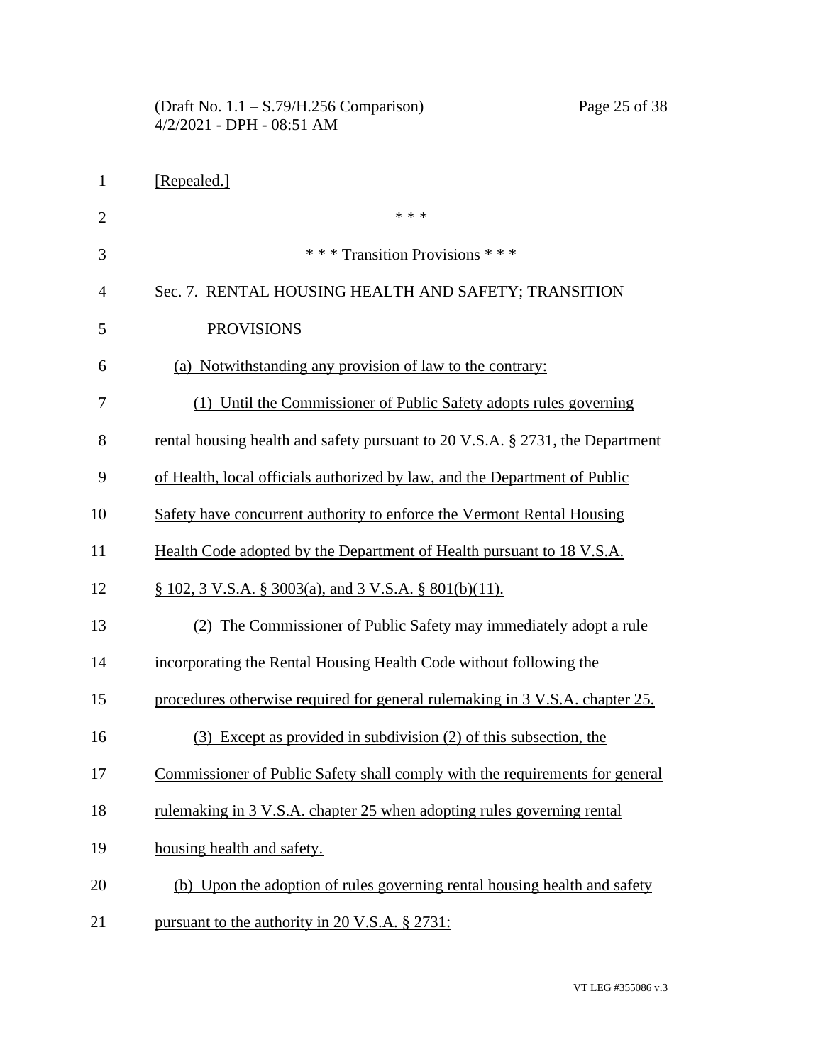[Repealed.]

\* \* \*

\* \* \* Transition Provisions \* \* \*

Sec. 7. RENTAL HOUSING HEALTH AND SAFETY; TRANSITION PROVISIONS

(a) Notwithstanding any provision of law to the contrary:

(1) Until the Commissioner of Public Safety adopts rules governing rental housing health and safety pursuant to 20 V.S.A. § 2731, the Department of Health, local officials authorized by law, and the Department of Public Safety have concurrent authority to enforce the Vermont Rental Housing Health Code adopted by the Department of Health pursuant to 18 V.S.A. § 102, 3 V.S.A. § 3003(a), and 3 V.S.A. § 801(b)(11).

(2) The Commissioner of Public Safety may immediately adopt a rule incorporating the Rental Housing Health Code without following the procedures otherwise required for general rulemaking in 3 V.S.A. chapter 25.

(3) Except as provided in subdivision (2) of this subsection, the Commissioner of Public Safety shall comply with the requirements for general rulemaking in 3 V.S.A. chapter 25 when adopting rules governing rental housing health and safety.

(b) Upon the adoption of rules governing rental housing health and safety pursuant to the authority in 20 V.S.A. § 2731: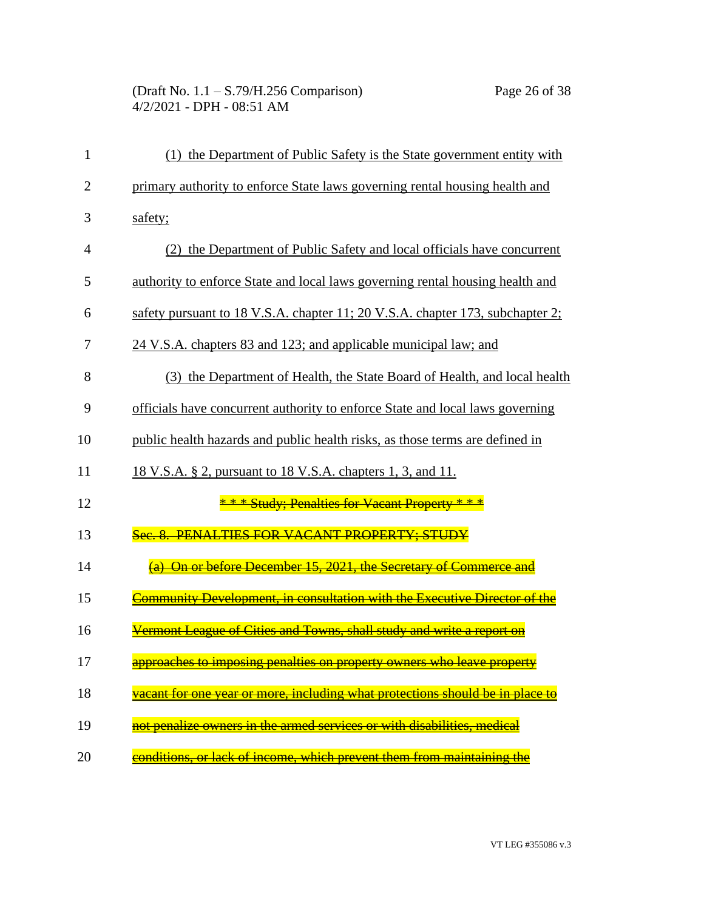(1) the Department of Public Safety is the State government entity with primary authority to enforce State laws governing rental housing health and safety;

(2) the Department of Public Safety and local officials have concurrent authority to enforce State and local laws governing rental housing health and safety pursuant to 18 V.S.A. chapter 11; 20 V.S.A. chapter 173, subchapter 2; 24 V.S.A. chapters 83 and 123; and applicable municipal law; and

(3) the Department of Health, the State Board of Health, and local health officials have concurrent authority to enforce State and local laws governing public health hazards and public health risks, as those terms are defined in 18 V.S.A. § 2, pursuant to 18 V.S.A. chapters 1, 3, and 11.

~~* * * Study; Penalties for Vacant Property * * *~~

~~Sec. 8. PENALTIES FOR VACANT PROPERTY; STUDY~~

~~(a) On or before December 15, 2021, the Secretary of Commerce and Community Development, in consultation with the Executive Director of the Vermont League of Cities and Towns, shall study and write a report on approaches to imposing penalties on property owners who leave property vacant for one year or more, including what protections should be in place to not penalize owners in the armed services or with disabilities, medical conditions, or lack of income, which prevent them from maintaining the~~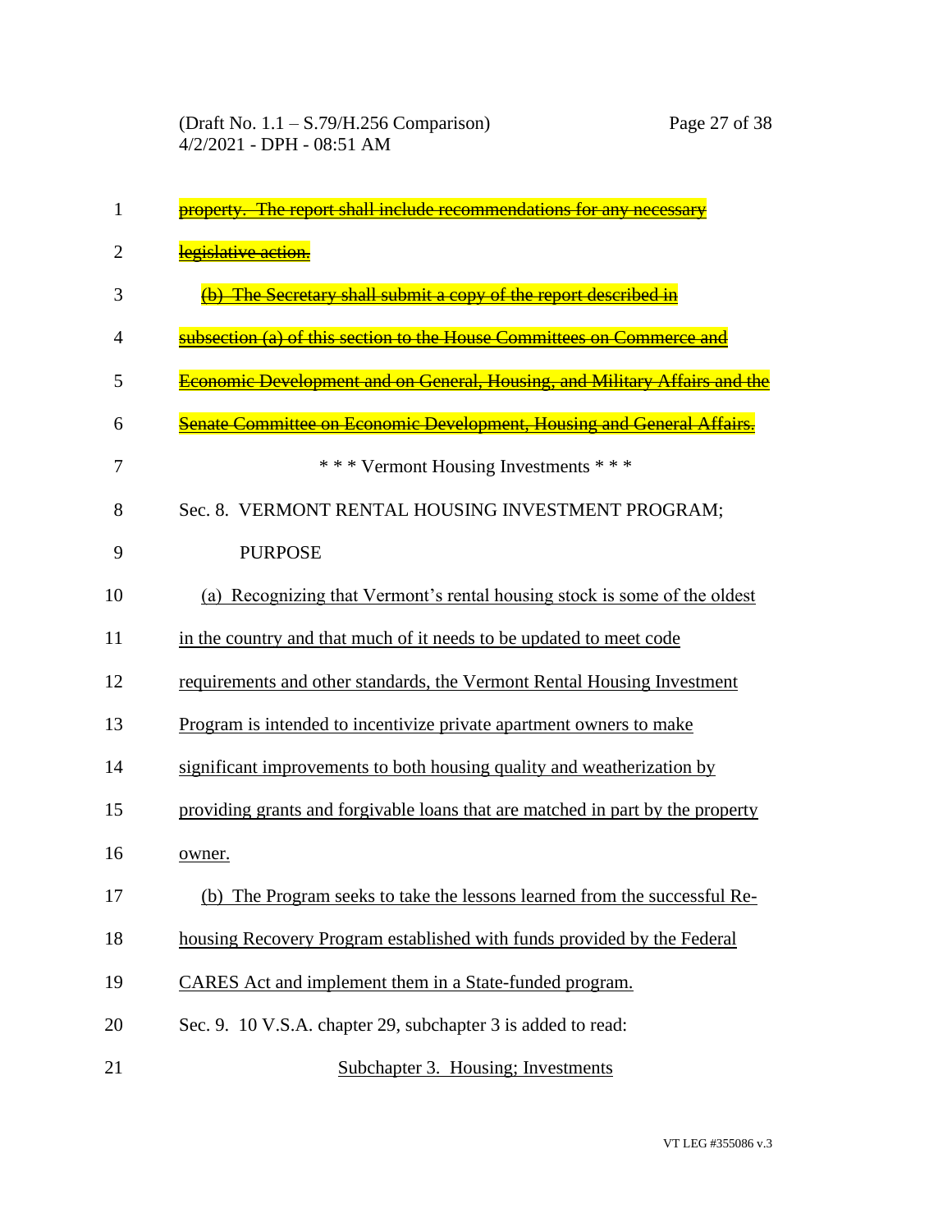~~property. The report shall include recommendations for any necessary legislative action.~~

~~(b) The Secretary shall submit a copy of the report described in subsection (a) of this section to the House Committees on Commerce and Economic Development and on General, Housing, and Military Affairs and the Senate Committee on Economic Development, Housing and General Affairs.~~

\* \* \* Vermont Housing Investments \* \* \*

Sec. 8. VERMONT RENTAL HOUSING INVESTMENT PROGRAM; PURPOSE

<u>(a) Recognizing that Vermont's rental housing stock is some of the oldest in the country and that much of it needs to be updated to meet code requirements and other standards, the Vermont Rental Housing Investment Program is intended to incentivize private apartment owners to make significant improvements to both housing quality and weatherization by providing grants and forgivable loans that are matched in part by the property owner.</u>

<u>(b) The Program seeks to take the lessons learned from the successful Re-housing Recovery Program established with funds provided by the Federal CARES Act and implement them in a State-funded program.</u>

Sec. 9. 10 V.S.A. chapter 29, subchapter 3 is added to read:

<u>Subchapter 3. Housing; Investments</u>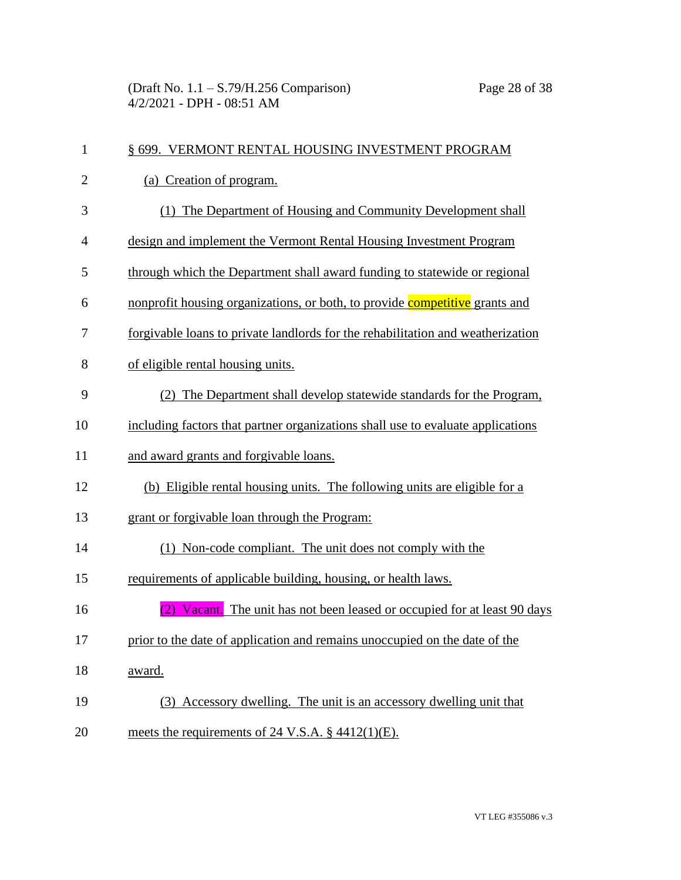§ 699. VERMONT RENTAL HOUSING INVESTMENT PROGRAM

(a) Creation of program.

(1) The Department of Housing and Community Development shall design and implement the Vermont Rental Housing Investment Program through which the Department shall award funding to statewide or regional nonprofit housing organizations, or both, to provide competitive grants and forgivable loans to private landlords for the rehabilitation and weatherization of eligible rental housing units.

(2) The Department shall develop statewide standards for the Program, including factors that partner organizations shall use to evaluate applications and award grants and forgivable loans.

(b) Eligible rental housing units. The following units are eligible for a grant or forgivable loan through the Program:

(1) Non-code compliant. The unit does not comply with the requirements of applicable building, housing, or health laws.

(2) Vacant. The unit has not been leased or occupied for at least 90 days prior to the date of application and remains unoccupied on the date of the award.

(3) Accessory dwelling. The unit is an accessory dwelling unit that meets the requirements of 24 V.S.A. § 4412(1)(E).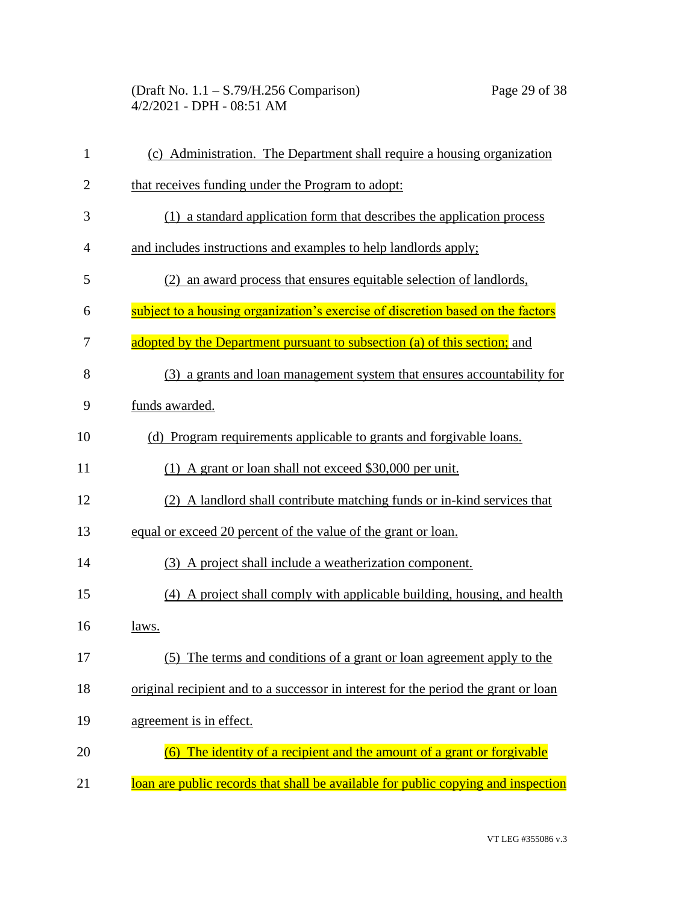(c) Administration. The Department shall require a housing organization that receives funding under the Program to adopt:

(1) a standard application form that describes the application process and includes instructions and examples to help landlords apply;

(2) an award process that ensures equitable selection of landlords, subject to a housing organization's exercise of discretion based on the factors adopted by the Department pursuant to subsection (a) of this section; and

(3) a grants and loan management system that ensures accountability for funds awarded.

(d) Program requirements applicable to grants and forgivable loans.

(1) A grant or loan shall not exceed $30,000 per unit.

(2) A landlord shall contribute matching funds or in-kind services that equal or exceed 20 percent of the value of the grant or loan.

(3) A project shall include a weatherization component.

(4) A project shall comply with applicable building, housing, and health laws.

(5) The terms and conditions of a grant or loan agreement apply to the original recipient and to a successor in interest for the period the grant or loan agreement is in effect.

(6) The identity of a recipient and the amount of a grant or forgivable loan are public records that shall be available for public copying and inspection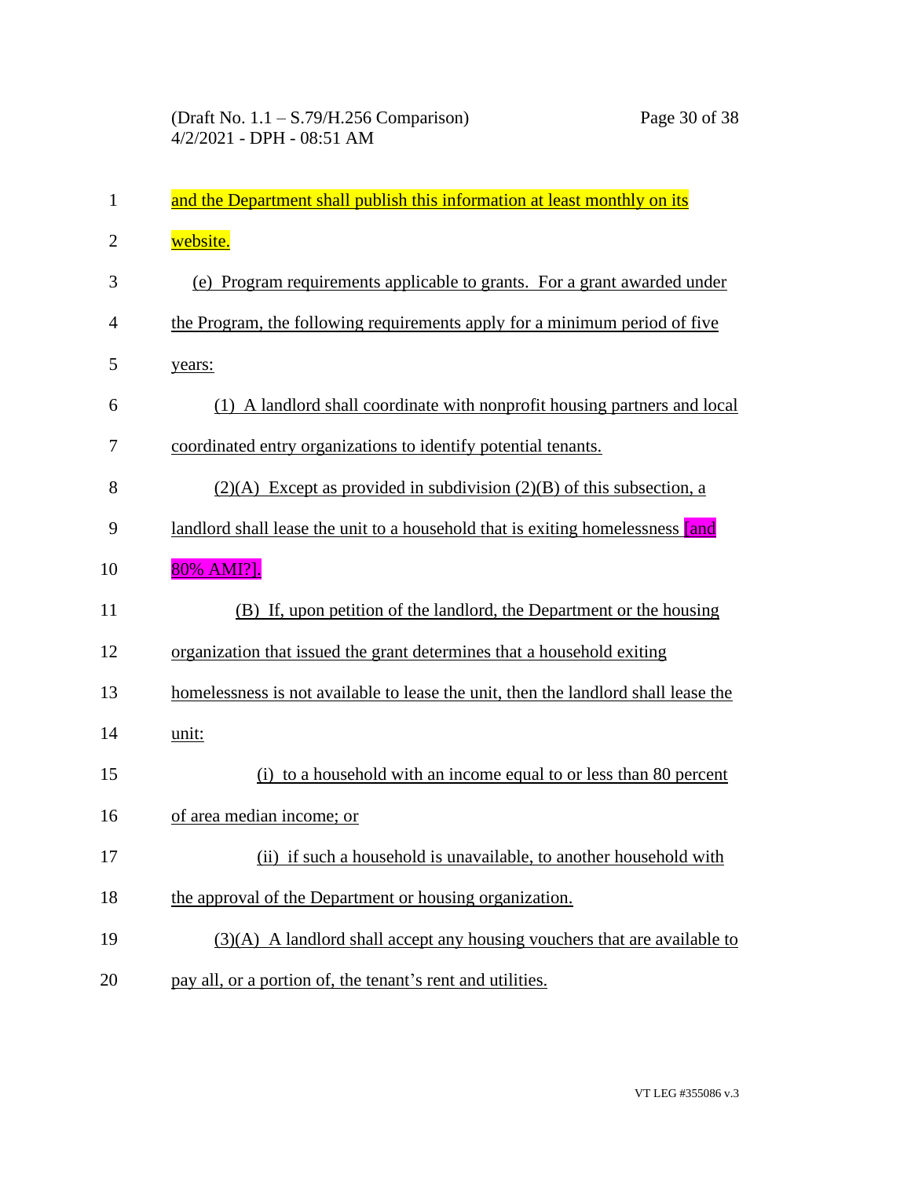and the Department shall publish this information at least monthly on its website.

(e) Program requirements applicable to grants. For a grant awarded under the Program, the following requirements apply for a minimum period of five years:

(1) A landlord shall coordinate with nonprofit housing partners and local coordinated entry organizations to identify potential tenants.

(2)(A) Except as provided in subdivision (2)(B) of this subsection, a landlord shall lease the unit to a household that is exiting homelessness [and 80% AMI?].

(B) If, upon petition of the landlord, the Department or the housing organization that issued the grant determines that a household exiting homelessness is not available to lease the unit, then the landlord shall lease the unit:

(i) to a household with an income equal to or less than 80 percent of area median income; or

(ii) if such a household is unavailable, to another household with the approval of the Department or housing organization.

(3)(A) A landlord shall accept any housing vouchers that are available to pay all, or a portion of, the tenant's rent and utilities.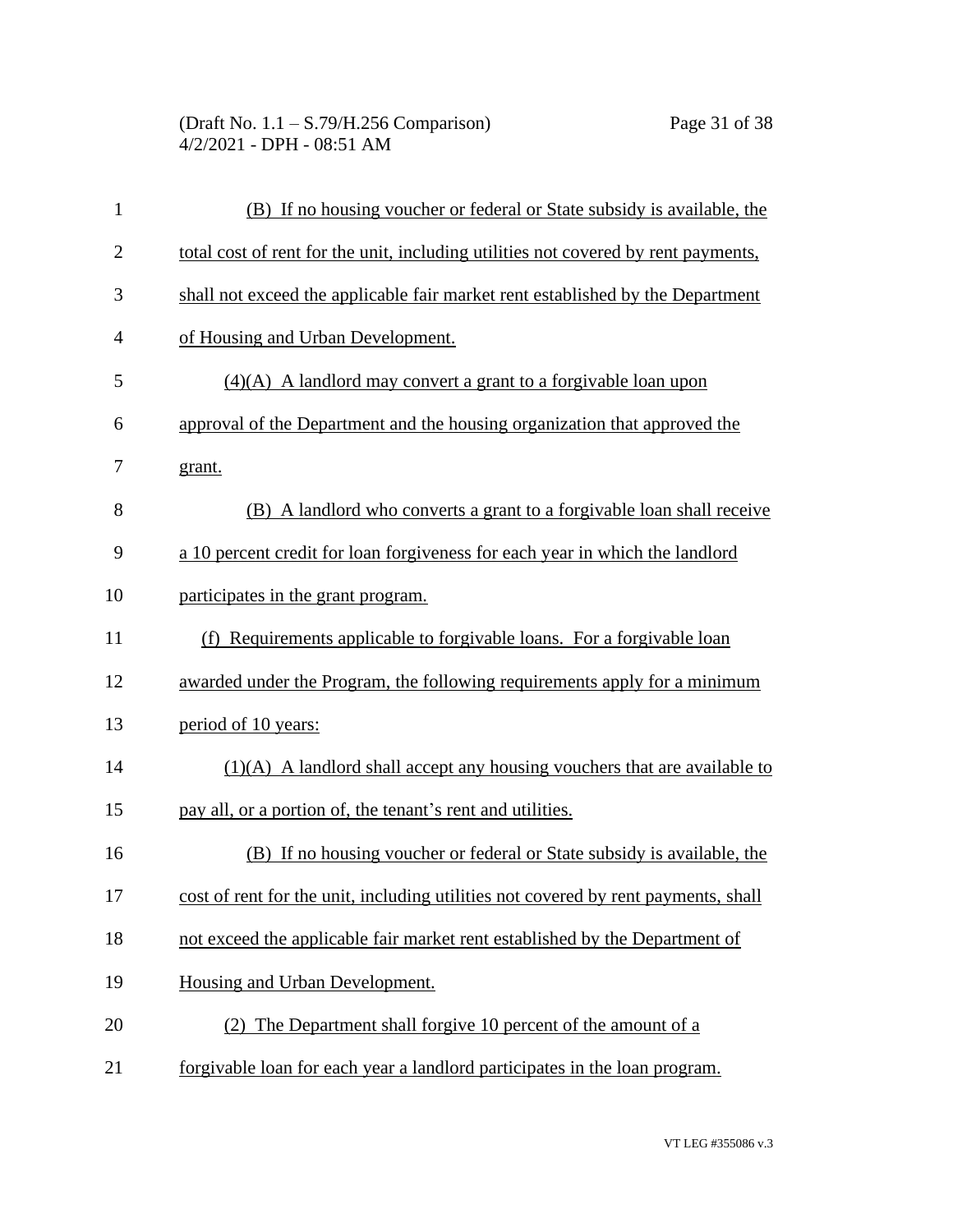(B) If no housing voucher or federal or State subsidy is available, the total cost of rent for the unit, including utilities not covered by rent payments, shall not exceed the applicable fair market rent established by the Department of Housing and Urban Development.

(4)(A) A landlord may convert a grant to a forgivable loan upon approval of the Department and the housing organization that approved the grant.

(B) A landlord who converts a grant to a forgivable loan shall receive a 10 percent credit for loan forgiveness for each year in which the landlord participates in the grant program.

(f) Requirements applicable to forgivable loans. For a forgivable loan awarded under the Program, the following requirements apply for a minimum period of 10 years:

(1)(A) A landlord shall accept any housing vouchers that are available to pay all, or a portion of, the tenant's rent and utilities.

(B) If no housing voucher or federal or State subsidy is available, the cost of rent for the unit, including utilities not covered by rent payments, shall not exceed the applicable fair market rent established by the Department of Housing and Urban Development.

(2) The Department shall forgive 10 percent of the amount of a forgivable loan for each year a landlord participates in the loan program.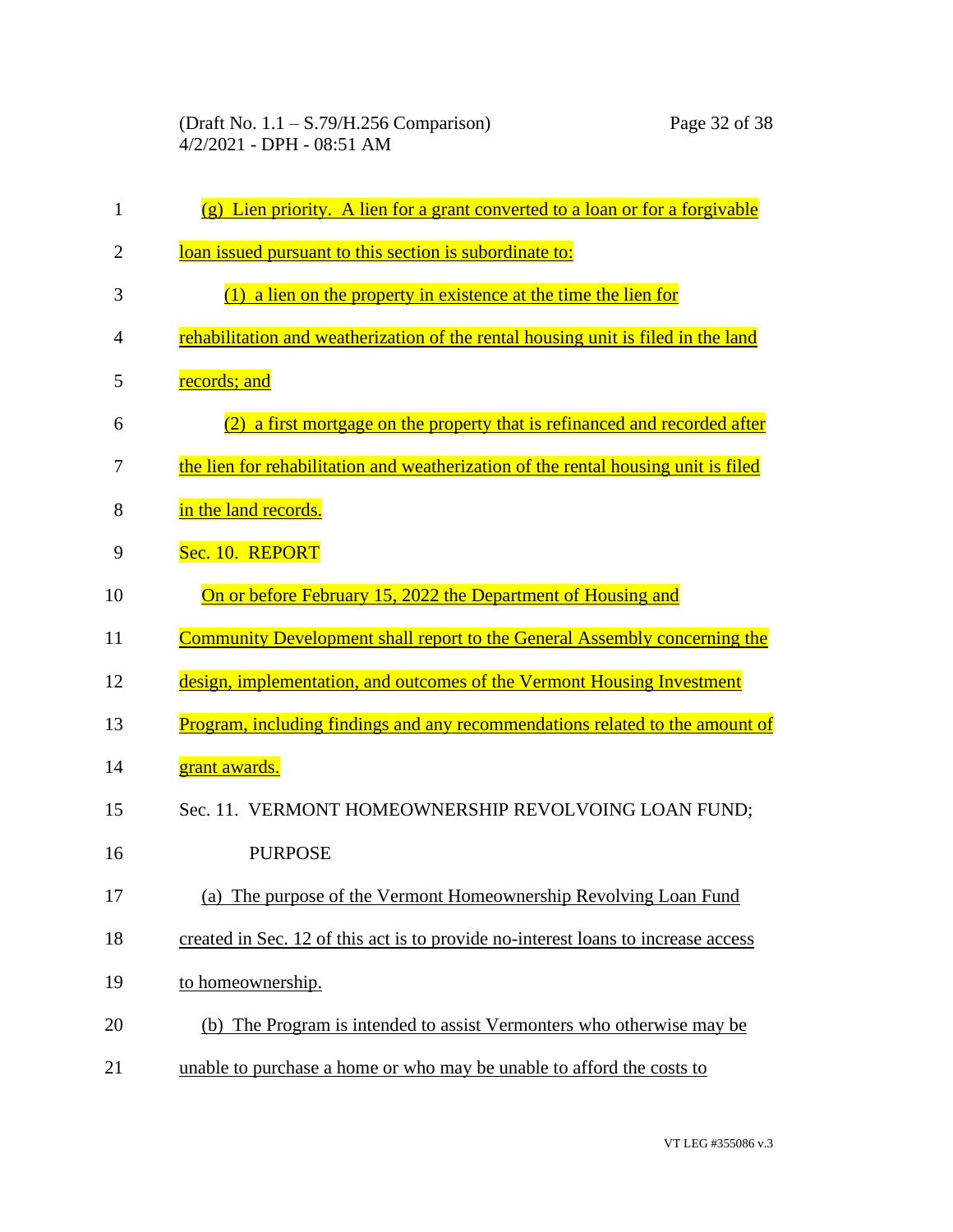(g) Lien priority. A lien for a grant converted to a loan or for a forgivable loan issued pursuant to this section is subordinate to:

(1) a lien on the property in existence at the time the lien for rehabilitation and weatherization of the rental housing unit is filed in the land records; and

(2) a first mortgage on the property that is refinanced and recorded after the lien for rehabilitation and weatherization of the rental housing unit is filed in the land records.

Sec. 10. REPORT

On or before February 15, 2022 the Department of Housing and Community Development shall report to the General Assembly concerning the design, implementation, and outcomes of the Vermont Housing Investment Program, including findings and any recommendations related to the amount of grant awards.

Sec. 11. VERMONT HOMEOWNERSHIP REVOLVOING LOAN FUND; PURPOSE

(a) The purpose of the Vermont Homeownership Revolving Loan Fund created in Sec. 12 of this act is to provide no-interest loans to increase access to homeownership.

(b) The Program is intended to assist Vermonters who otherwise may be unable to purchase a home or who may be unable to afford the costs to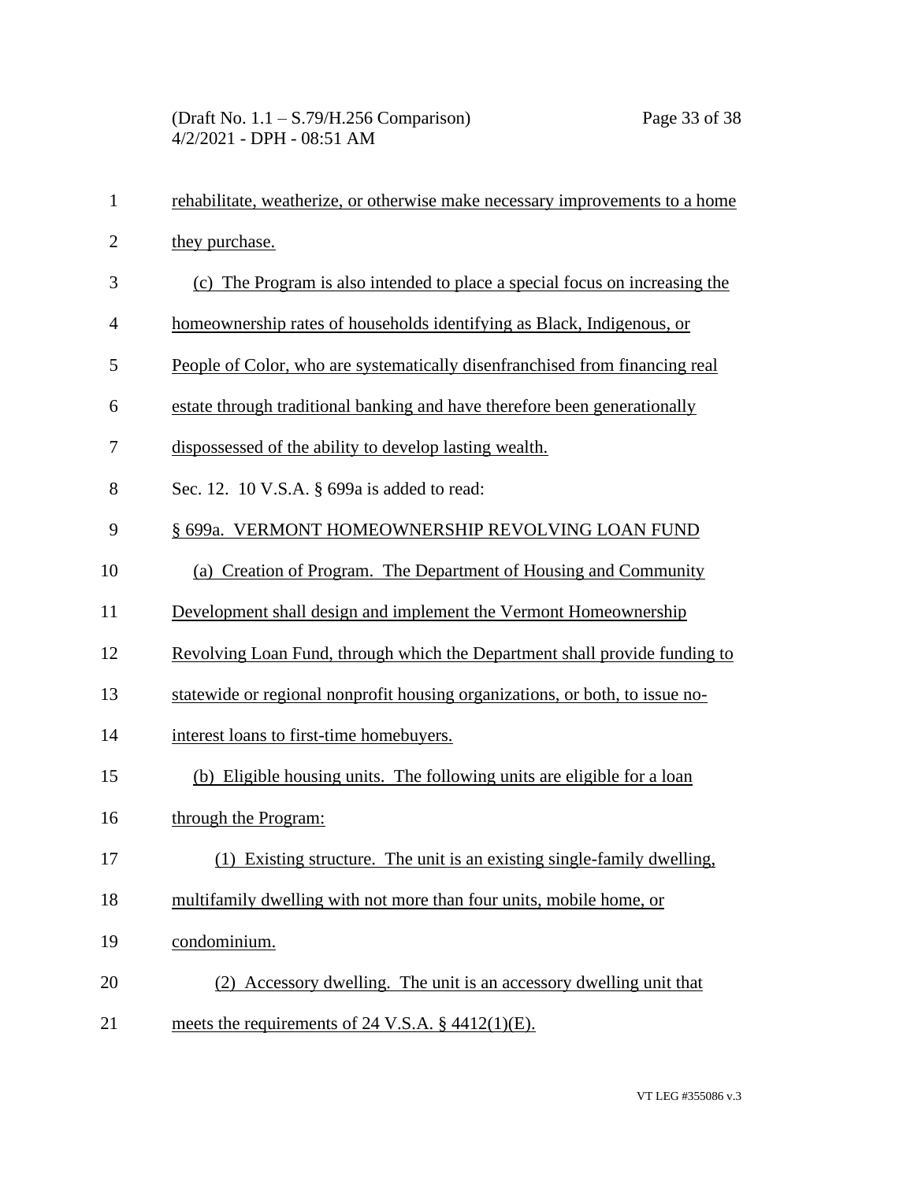rehabilitate, weatherize, or otherwise make necessary improvements to a home they purchase.

(c) The Program is also intended to place a special focus on increasing the homeownership rates of households identifying as Black, Indigenous, or People of Color, who are systematically disenfranchised from financing real estate through traditional banking and have therefore been generationally dispossessed of the ability to develop lasting wealth.

Sec. 12. 10 V.S.A. § 699a is added to read:

§ 699a. VERMONT HOMEOWNERSHIP REVOLVING LOAN FUND

(a) Creation of Program. The Department of Housing and Community Development shall design and implement the Vermont Homeownership Revolving Loan Fund, through which the Department shall provide funding to statewide or regional nonprofit housing organizations, or both, to issue no-interest loans to first-time homebuyers.

(b) Eligible housing units. The following units are eligible for a loan through the Program:

(1) Existing structure. The unit is an existing single-family dwelling, multifamily dwelling with not more than four units, mobile home, or condominium.

(2) Accessory dwelling. The unit is an accessory dwelling unit that meets the requirements of 24 V.S.A. § 4412(1)(E).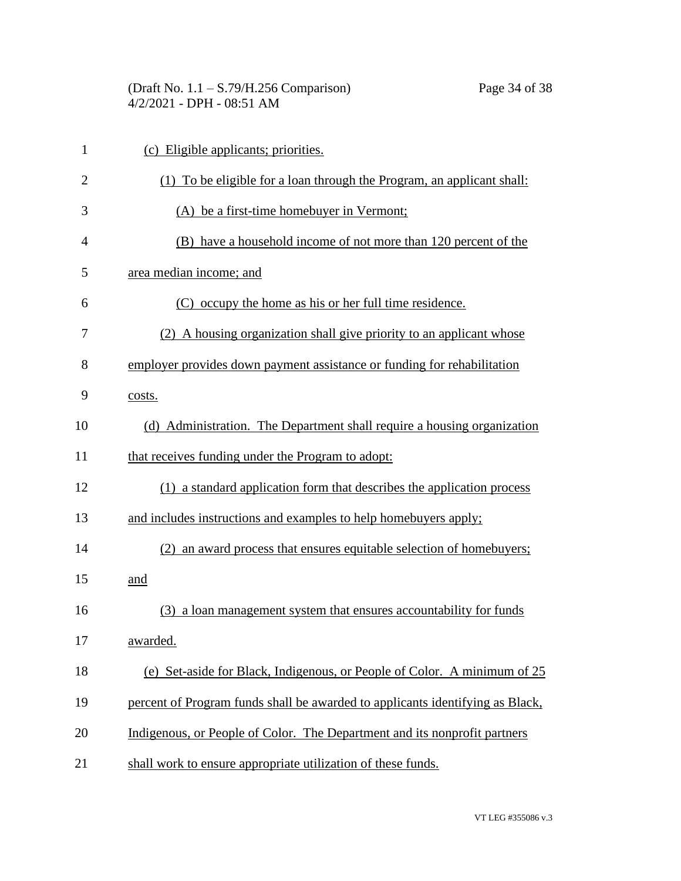(c) Eligible applicants; priorities.

(1) To be eligible for a loan through the Program, an applicant shall:

(A) be a first-time homebuyer in Vermont;

(B) have a household income of not more than 120 percent of the area median income; and

(C) occupy the home as his or her full time residence.

(2) A housing organization shall give priority to an applicant whose employer provides down payment assistance or funding for rehabilitation costs.

(d) Administration. The Department shall require a housing organization that receives funding under the Program to adopt:

(1) a standard application form that describes the application process and includes instructions and examples to help homebuyers apply;

(2) an award process that ensures equitable selection of homebuyers; and

(3) a loan management system that ensures accountability for funds awarded.

(e) Set-aside for Black, Indigenous, or People of Color. A minimum of 25 percent of Program funds shall be awarded to applicants identifying as Black, Indigenous, or People of Color. The Department and its nonprofit partners shall work to ensure appropriate utilization of these funds.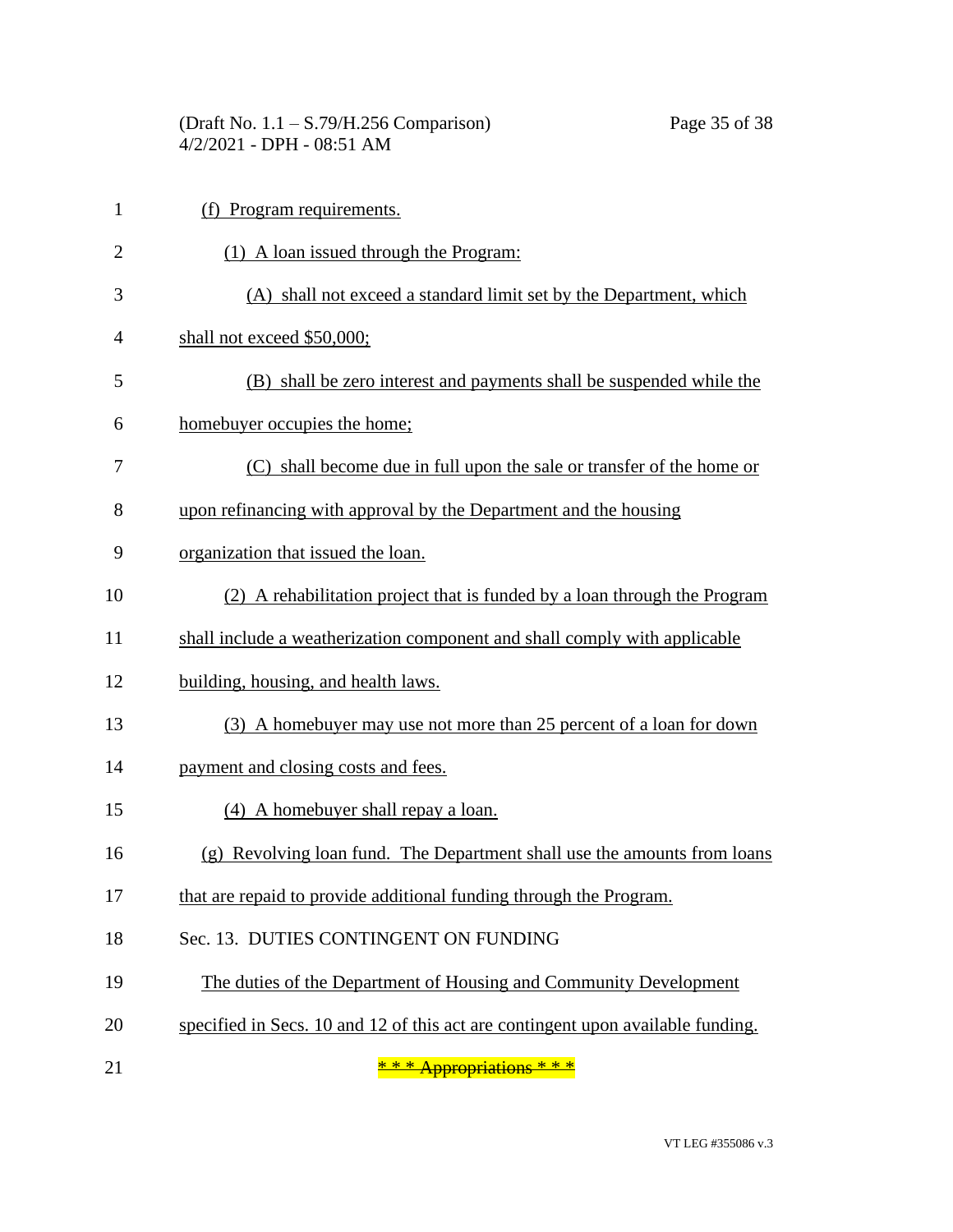(f) Program requirements.

(1) A loan issued through the Program:

(A) shall not exceed a standard limit set by the Department, which shall not exceed $50,000;

(B) shall be zero interest and payments shall be suspended while the homebuyer occupies the home;

(C) shall become due in full upon the sale or transfer of the home or upon refinancing with approval by the Department and the housing organization that issued the loan.

(2) A rehabilitation project that is funded by a loan through the Program shall include a weatherization component and shall comply with applicable building, housing, and health laws.

(3) A homebuyer may use not more than 25 percent of a loan for down payment and closing costs and fees.

(4) A homebuyer shall repay a loan.

(g) Revolving loan fund. The Department shall use the amounts from loans that are repaid to provide additional funding through the Program.

Sec. 13. DUTIES CONTINGENT ON FUNDING

The duties of the Department of Housing and Community Development specified in Secs. 10 and 12 of this act are contingent upon available funding.

~~* * * Appropriations * * *~~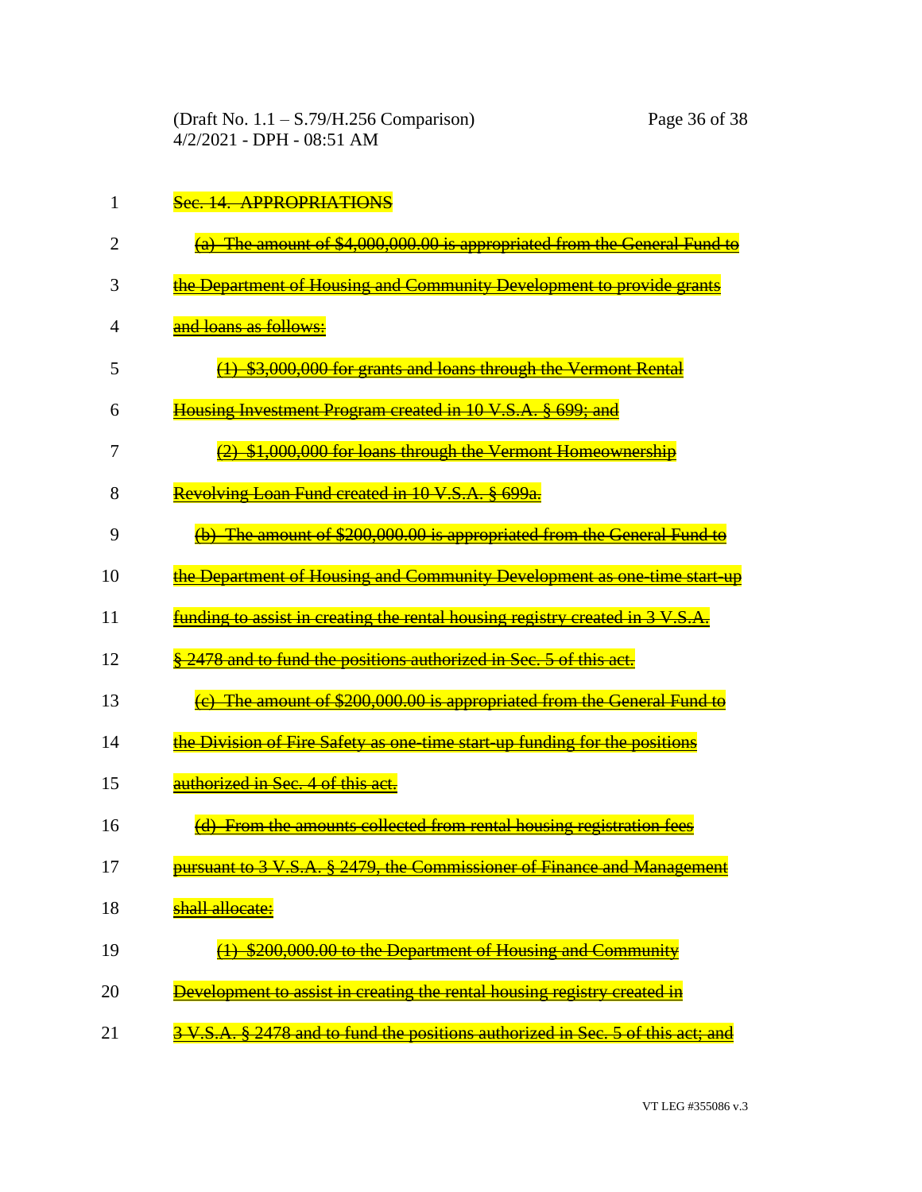~~Sec. 14. APPROPRIATIONS~~

~~(a) The amount of $4,000,000.00 is appropriated from the General Fund to the Department of Housing and Community Development to provide grants and loans as follows:~~

~~(1) $3,000,000 for grants and loans through the Vermont Rental Housing Investment Program created in 10 V.S.A. § 699; and~~

~~(2) $1,000,000 for loans through the Vermont Homeownership Revolving Loan Fund created in 10 V.S.A. § 699a.~~

~~(b) The amount of $200,000.00 is appropriated from the General Fund to the Department of Housing and Community Development as one-time start-up funding to assist in creating the rental housing registry created in 3 V.S.A. § 2478 and to fund the positions authorized in Sec. 5 of this act.~~

~~(c) The amount of $200,000.00 is appropriated from the General Fund to the Division of Fire Safety as one-time start-up funding for the positions authorized in Sec. 4 of this act.~~

~~(d) From the amounts collected from rental housing registration fees pursuant to 3 V.S.A. § 2479, the Commissioner of Finance and Management shall allocate:~~

~~(1) $200,000.00 to the Department of Housing and Community Development to assist in creating the rental housing registry created in 3 V.S.A. § 2478 and to fund the positions authorized in Sec. 5 of this act; and~~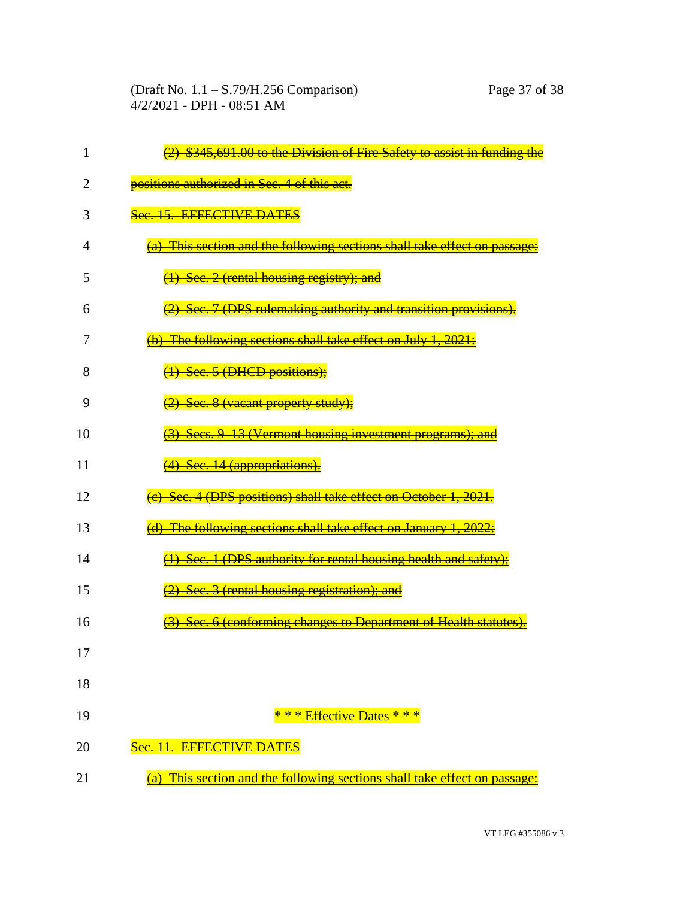~~(2) $345,691.00 to the Division of Fire Safety to assist in funding the positions authorized in Sec. 4 of this act.~~

~~Sec. 15. EFFECTIVE DATES~~

~~(a) This section and the following sections shall take effect on passage:~~

~~(1) Sec. 2 (rental housing registry); and~~

~~(2) Sec. 7 (DPS rulemaking authority and transition provisions).~~

~~(b) The following sections shall take effect on July 1, 2021:~~

~~(1) Sec. 5 (DHCD positions);~~

~~(2) Sec. 8 (vacant property study);~~

~~(3) Secs. 9–13 (Vermont housing investment programs); and~~

~~(4) Sec. 14 (appropriations).~~

~~(c) Sec. 4 (DPS positions) shall take effect on October 1, 2021.~~

~~(d) The following sections shall take effect on January 1, 2022:~~

~~(1) Sec. 1 (DPS authority for rental housing health and safety);~~

~~(2) Sec. 3 (rental housing registration); and~~

~~(3) Sec. 6 (conforming changes to Department of Health statutes).~~

\* \* \* Effective Dates \* \* \*

Sec. 11. EFFECTIVE DATES

<u>(a) This section and the following sections shall take effect on passage:</u>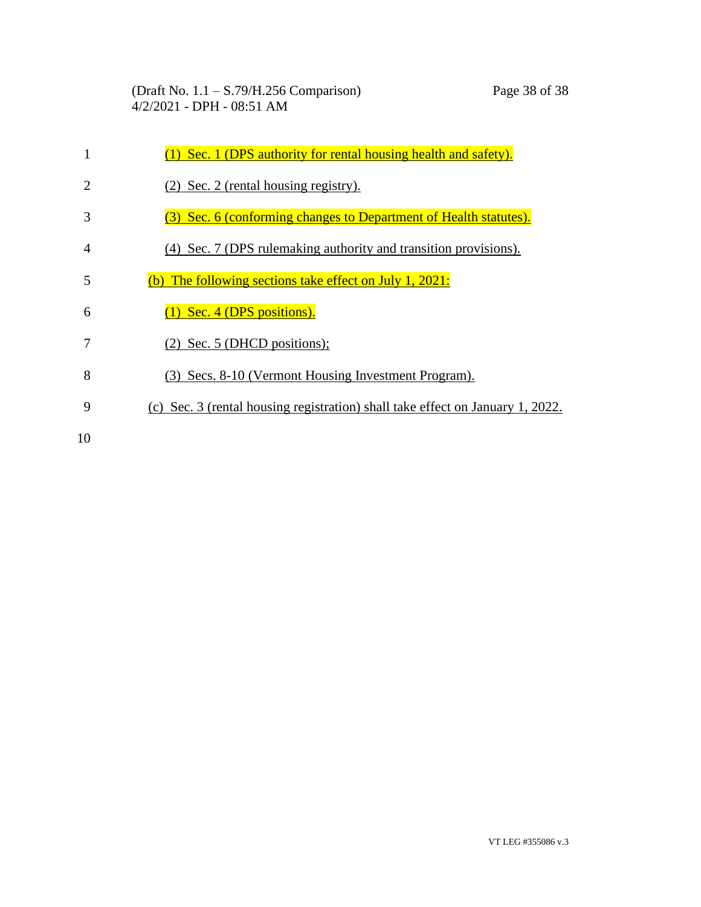(1) Sec. 1 (DPS authority for rental housing health and safety).

(2) Sec. 2 (rental housing registry).

(3) Sec. 6 (conforming changes to Department of Health statutes).

(4) Sec. 7 (DPS rulemaking authority and transition provisions).

(b) The following sections take effect on July 1, 2021:

(1) Sec. 4 (DPS positions).

(2) Sec. 5 (DHCD positions);

(3) Secs. 8-10 (Vermont Housing Investment Program).

(c) Sec. 3 (rental housing registration) shall take effect on January 1, 2022.